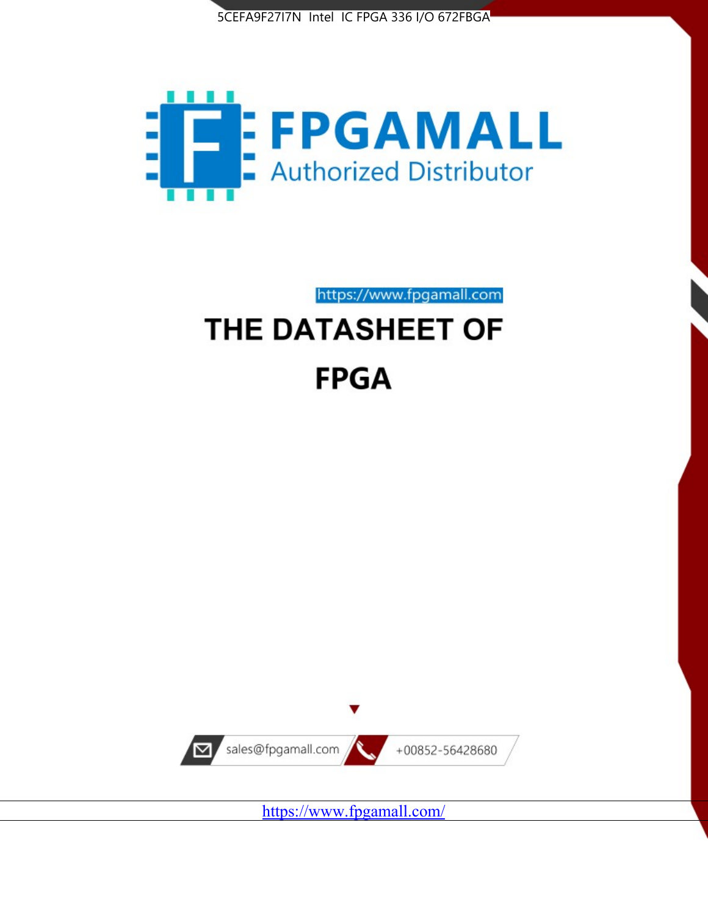5CEFA9F27I7N Intel IC FPGA 336 I/O 672FBGA

FPGAMALL

Authorized Distributor

https://www.fpgamall.com

# THE DATASHEET OF

# FPGA

sales@fpgamall.com

+00852-56428680

https://www.fpgamall.com/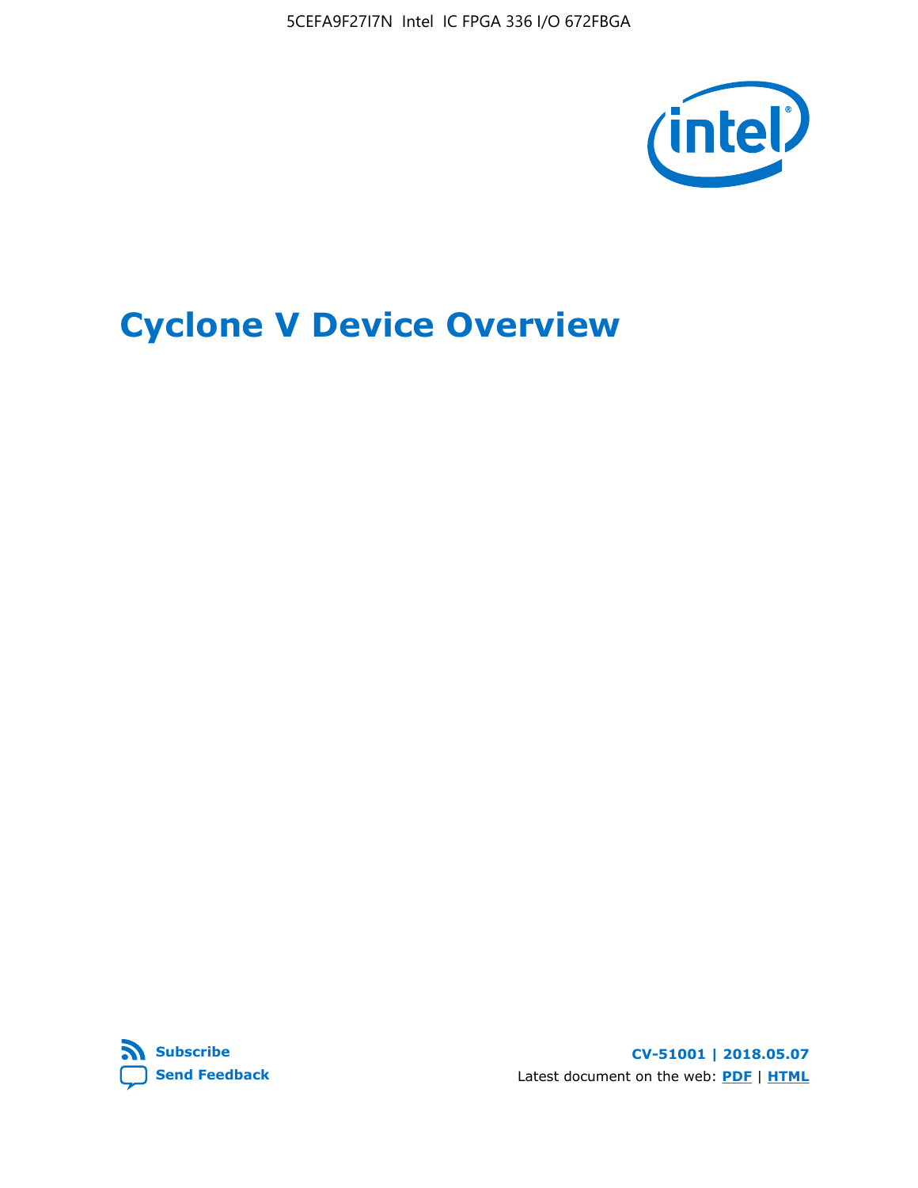# Cyclone V Device Overview

Subscribe

Send Feedback

CV-51001 | 2018.05.07

Latest document on the web: PDF | HTML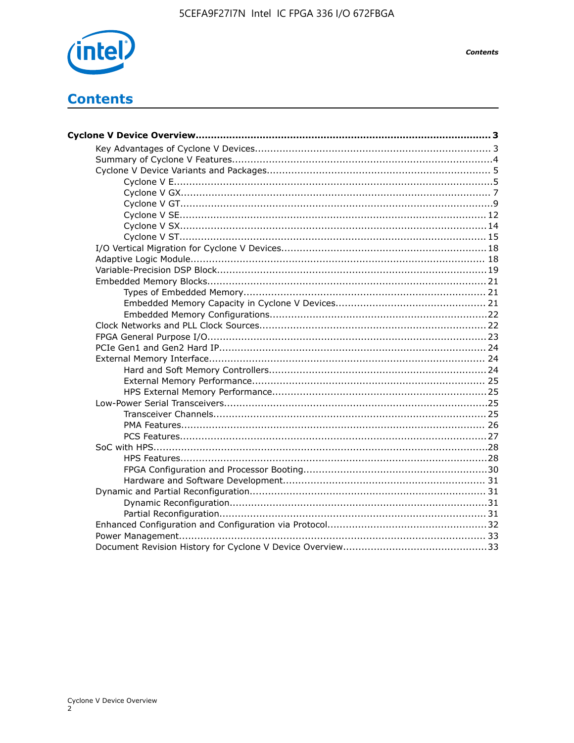# Contents

**Cyclone V Device Overview................................................................................................ 3**

- Key Advantages of Cyclone V Devices............................................................................ 3
- Summary of Cyclone V Features....................................................................................4
- Cyclone V Device Variants and Packages........................................................................ 5
  - Cyclone V E....................................................................................................... 5
  - Cyclone V GX..................................................................................................... 7
  - Cyclone V GT......................................................................................................9
  - Cyclone V SE.................................................................................................... 12
  - Cyclone V SX.................................................................................................... 14
  - Cyclone V ST.................................................................................................... 15
- I/O Vertical Migration for Cyclone V Devices.................................................................. 18
- Adaptive Logic Module............................................................................................... 18
- Variable-Precision DSP Block...................................................................................... 19
- Embedded Memory Blocks......................................................................................... 21
  - Types of Embedded Memory.............................................................................. 21
  - Embedded Memory Capacity in Cyclone V Devices................................................ 21
  - Embedded Memory Configurations......................................................................22
- Clock Networks and PLL Clock Sources........................................................................ 22
- FPGA General Purpose I/O......................................................................................... 23
- PCIe Gen1 and Gen2 Hard IP..................................................................................... 24
- External Memory Interface......................................................................................... 24
  - Hard and Soft Memory Controllers......................................................................24
  - External Memory Performance........................................................................... 25
  - HPS External Memory Performance.....................................................................25
- Low-Power Serial Transceivers....................................................................................25
  - Transceiver Channels........................................................................................ 25
  - PMA Features.................................................................................................. 26
  - PCS Features................................................................................................... 27
- SoC with HPS...........................................................................................................28
  - HPS Features...................................................................................................28
  - FPGA Configuration and Processor Booting...........................................................30
  - Hardware and Software Development................................................................. 31
- Dynamic and Partial Reconfiguration............................................................................ 31
  - Dynamic Reconfiguration...................................................................................31
  - Partial Reconfiguration...................................................................................... 31
- Enhanced Configuration and Configuration via Protocol...................................................32
- Power Management.................................................................................................. 33
- Document Revision History for Cyclone V Device Overview..............................................33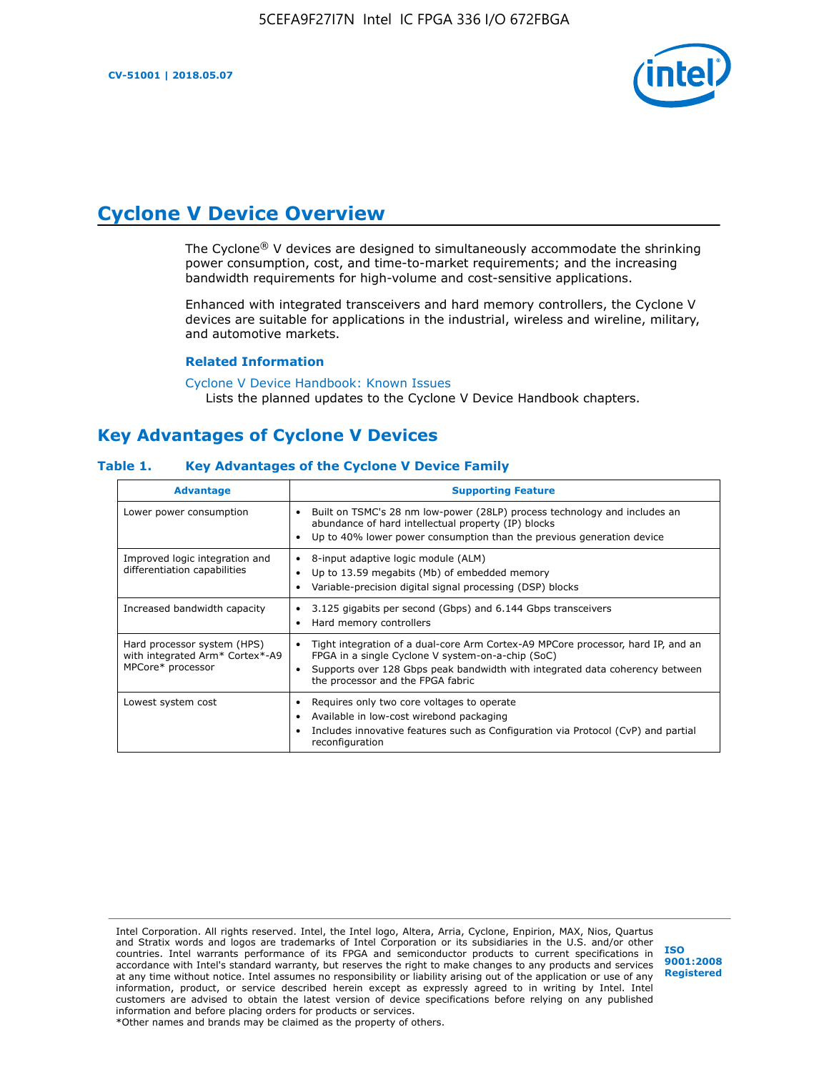# Cyclone V Device Overview

The Cyclone® V devices are designed to simultaneously accommodate the shrinking power consumption, cost, and time-to-market requirements; and the increasing bandwidth requirements for high-volume and cost-sensitive applications.

Enhanced with integrated transceivers and hard memory controllers, the Cyclone V devices are suitable for applications in the industrial, wireless and wireline, military, and automotive markets.

### Related Information

Cyclone V Device Handbook: Known Issues
Lists the planned updates to the Cyclone V Device Handbook chapters.

## Key Advantages of Cyclone V Devices

**Table 1. Key Advantages of the Cyclone V Device Family**

| Advantage | Supporting Feature |
|---|---|
| Lower power consumption | • Built on TSMC's 28 nm low-power (28LP) process technology and includes an abundance of hard intellectual property (IP) blocks<br>• Up to 40% lower power consumption than the previous generation device |
| Improved logic integration and differentiation capabilities | • 8-input adaptive logic module (ALM)<br>• Up to 13.59 megabits (Mb) of embedded memory<br>• Variable-precision digital signal processing (DSP) blocks |
| Increased bandwidth capacity | • 3.125 gigabits per second (Gbps) and 6.144 Gbps transceivers<br>• Hard memory controllers |
| Hard processor system (HPS) with integrated Arm* Cortex*-A9 MPCore* processor | • Tight integration of a dual-core Arm Cortex-A9 MPCore processor, hard IP, and an FPGA in a single Cyclone V system-on-a-chip (SoC)<br>• Supports over 128 Gbps peak bandwidth with integrated data coherency between the processor and the FPGA fabric |
| Lowest system cost | • Requires only two core voltages to operate<br>• Available in low-cost wirebond packaging<br>• Includes innovative features such as Configuration via Protocol (CvP) and partial reconfiguration |

Intel Corporation. All rights reserved. Intel, the Intel logo, Altera, Arria, Cyclone, Enpirion, MAX, Nios, Quartus and Stratix words and logos are trademarks of Intel Corporation or its subsidiaries in the U.S. and/or other countries. Intel warrants performance of its FPGA and semiconductor products to current specifications in accordance with Intel's standard warranty, but reserves the right to make changes to any products and services at any time without notice. Intel assumes no responsibility or liability arising out of the application or use of any information, product, or service described herein except as expressly agreed to in writing by Intel. Intel customers are advised to obtain the latest version of device specifications before relying on any published information and before placing orders for products or services.
*Other names and brands may be claimed as the property of others.

ISO 9001:2008 Registered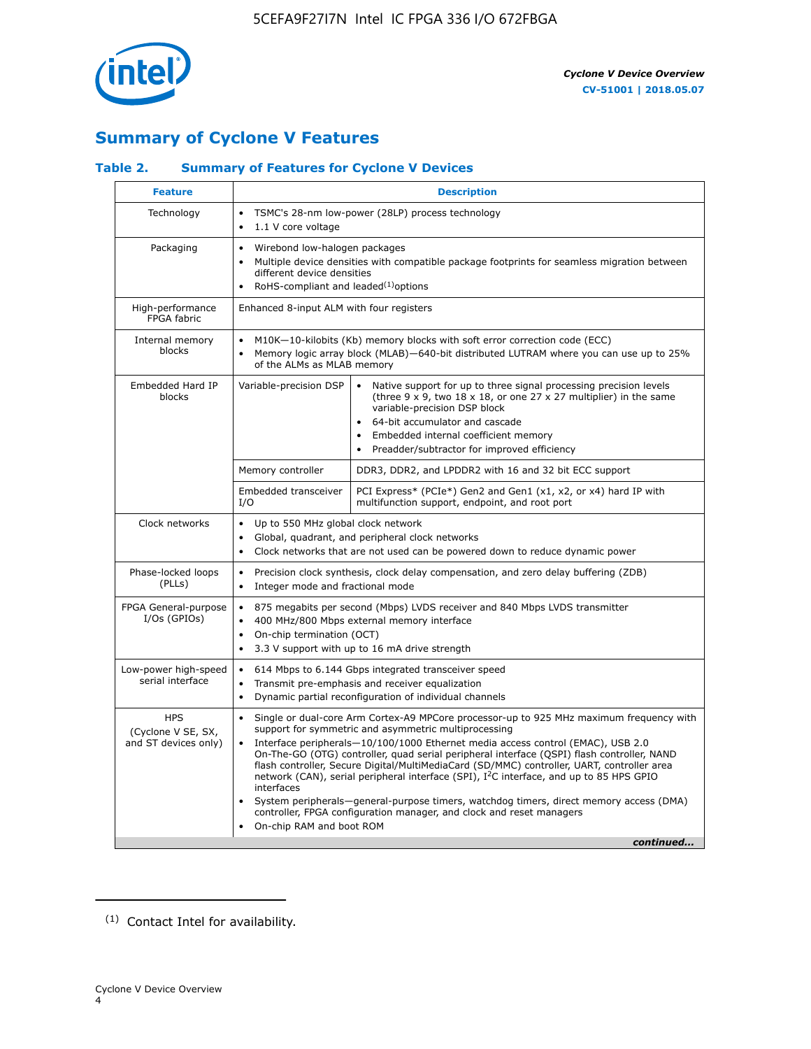## Summary of Cyclone V Features

### Table 2. Summary of Features for Cyclone V Devices

| Feature | Description | |
|---|---|---|
| Technology | • TSMC's 28-nm low-power (28LP) process technology<br>• 1.1 V core voltage | |
| Packaging | • Wirebond low-halogen packages<br>• Multiple device densities with compatible package footprints for seamless migration between different device densities<br>• RoHS-compliant and leaded[(1)] options | |
| High-performance FPGA fabric | Enhanced 8-input ALM with four registers | |
| Internal memory blocks | • M10K—10-kilobits (Kb) memory blocks with soft error correction code (ECC)<br>• Memory logic array block (MLAB)—640-bit distributed LUTRAM where you can use up to 25% of the ALMs as MLAB memory | |
| Embedded Hard IP blocks | Variable-precision DSP | • Native support for up to three signal processing precision levels (three 9 x 9, two 18 x 18, or one 27 x 27 multiplier) in the same variable-precision DSP block<br>• 64-bit accumulator and cascade<br>• Embedded internal coefficient memory<br>• Preadder/subtractor for improved efficiency |
| | Memory controller | DDR3, DDR2, and LPDDR2 with 16 and 32 bit ECC support |
| | Embedded transceiver I/O | PCI Express* (PCIe*) Gen2 and Gen1 (x1, x2, or x4) hard IP with multifunction support, endpoint, and root port |
| Clock networks | • Up to 550 MHz global clock network<br>• Global, quadrant, and peripheral clock networks<br>• Clock networks that are not used can be powered down to reduce dynamic power | |
| Phase-locked loops (PLLs) | • Precision clock synthesis, clock delay compensation, and zero delay buffering (ZDB)<br>• Integer mode and fractional mode | |
| FPGA General-purpose I/Os (GPIOs) | • 875 megabits per second (Mbps) LVDS receiver and 840 Mbps LVDS transmitter<br>• 400 MHz/800 Mbps external memory interface<br>• On-chip termination (OCT)<br>• 3.3 V support with up to 16 mA drive strength | |
| Low-power high-speed serial interface | • 614 Mbps to 6.144 Gbps integrated transceiver speed<br>• Transmit pre-emphasis and receiver equalization<br>• Dynamic partial reconfiguration of individual channels | |
| HPS (Cyclone V SE, SX, and ST devices only) | • Single or dual-core Arm Cortex-A9 MPCore processor-up to 925 MHz maximum frequency with support for symmetric and asymmetric multiprocessing<br>• Interface peripherals—10/100/1000 Ethernet media access control (EMAC), USB 2.0 On-The-GO (OTG) controller, quad serial peripheral interface (QSPI) flash controller, NAND flash controller, Secure Digital/MultiMediaCard (SD/MMC) controller, UART, controller area network (CAN), serial peripheral interface (SPI), I$^2$C interface, and up to 85 HPS GPIO interfaces<br>• System peripherals—general-purpose timers, watchdog timers, direct memory access (DMA) controller, FPGA configuration manager, and clock and reset managers<br>• On-chip RAM and boot ROM | |

*continued...*

(1) Contact Intel for availability.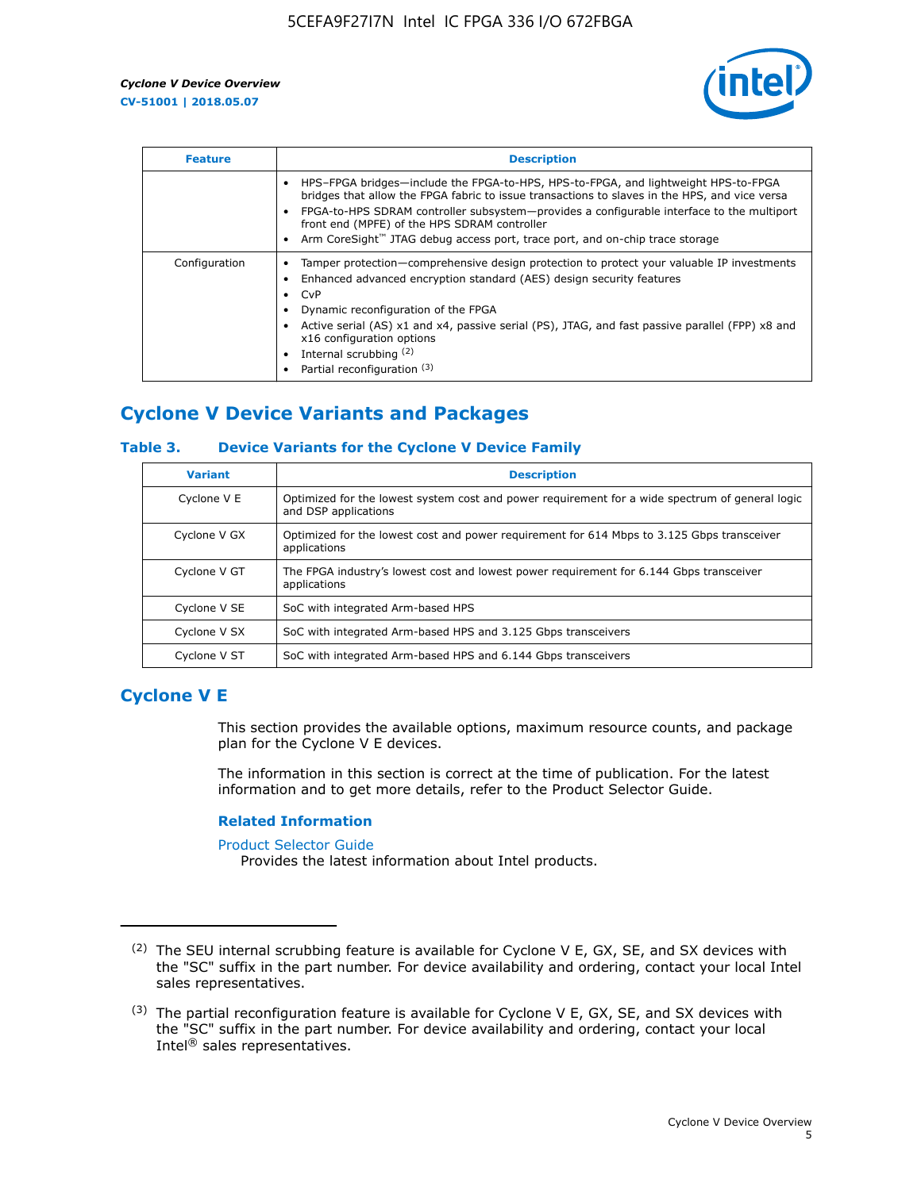| Feature | Description |
| --- | --- |
| | • HPS–FPGA bridges—include the FPGA-to-HPS, HPS-to-FPGA, and lightweight HPS-to-FPGA bridges that allow the FPGA fabric to issue transactions to slaves in the HPS, and vice versa<br>• FPGA-to-HPS SDRAM controller subsystem—provides a configurable interface to the multiport front end (MPFE) of the HPS SDRAM controller<br>• Arm CoreSight™ JTAG debug access port, trace port, and on-chip trace storage |
| Configuration | • Tamper protection—comprehensive design protection to protect your valuable IP investments<br>• Enhanced advanced encryption standard (AES) design security features<br>• CvP<br>• Dynamic reconfiguration of the FPGA<br>• Active serial (AS) x1 and x4, passive serial (PS), JTAG, and fast passive parallel (FPP) x8 and x16 configuration options<br>• Internal scrubbing [(2)]<br>• Partial reconfiguration [(3)] |

## Cyclone V Device Variants and Packages

### Table 3. Device Variants for the Cyclone V Device Family

| Variant | Description |
| --- | --- |
| Cyclone V E | Optimized for the lowest system cost and power requirement for a wide spectrum of general logic and DSP applications |
| Cyclone V GX | Optimized for the lowest cost and power requirement for 614 Mbps to 3.125 Gbps transceiver applications |
| Cyclone V GT | The FPGA industry's lowest cost and lowest power requirement for 6.144 Gbps transceiver applications |
| Cyclone V SE | SoC with integrated Arm-based HPS |
| Cyclone V SX | SoC with integrated Arm-based HPS and 3.125 Gbps transceivers |
| Cyclone V ST | SoC with integrated Arm-based HPS and 6.144 Gbps transceivers |

## Cyclone V E

This section provides the available options, maximum resource counts, and package plan for the Cyclone V E devices.

The information in this section is correct at the time of publication. For the latest information and to get more details, refer to the Product Selector Guide.

### Related Information

Product Selector Guide
  Provides the latest information about Intel products.

---

(2) The SEU internal scrubbing feature is available for Cyclone V E, GX, SE, and SX devices with the "SC" suffix in the part number. For device availability and ordering, contact your local Intel sales representatives.

(3) The partial reconfiguration feature is available for Cyclone V E, GX, SE, and SX devices with the "SC" suffix in the part number. For device availability and ordering, contact your local Intel® sales representatives.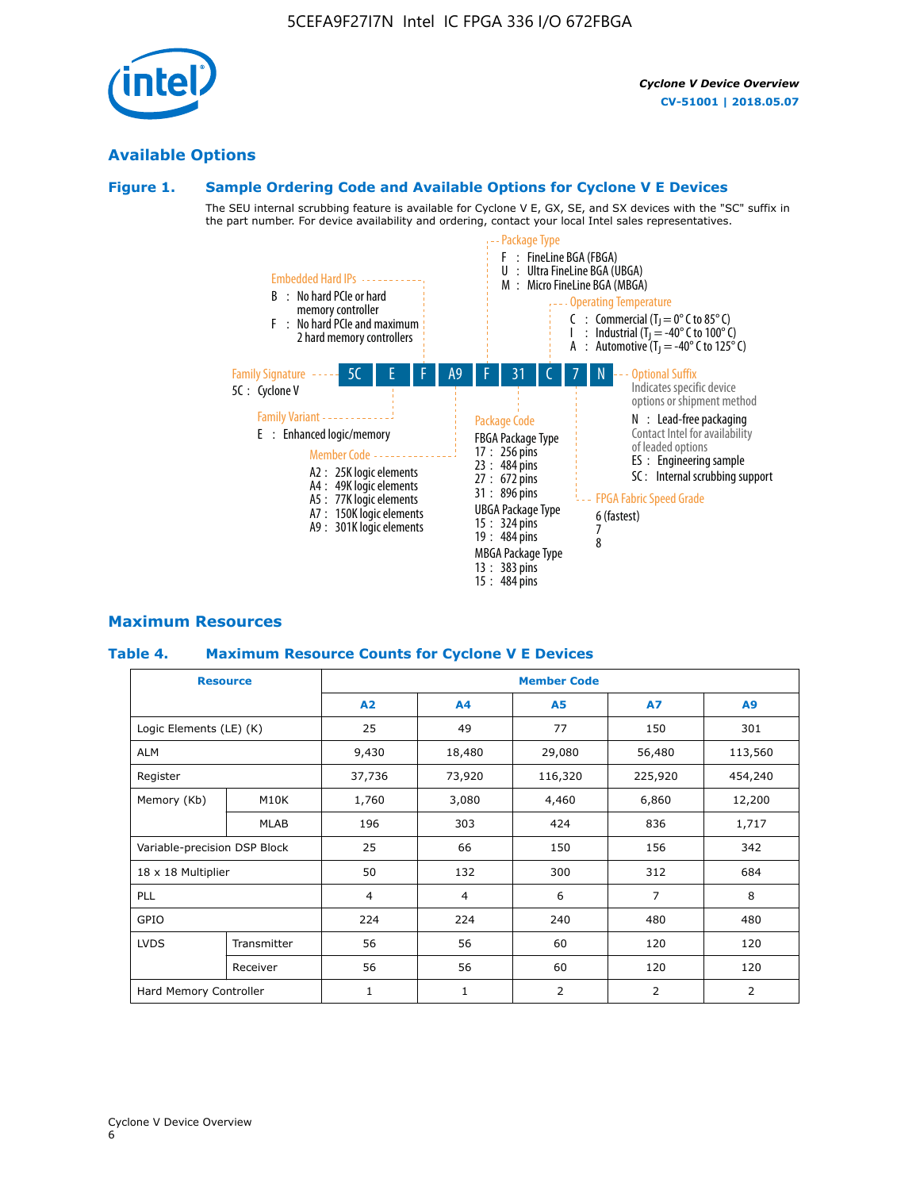## Available Options

### Figure 1. Sample Ordering Code and Available Options for Cyclone V E Devices

The SEU internal scrubbing feature is available for Cyclone V E, GX, SE, and SX devices with the "SC" suffix in the part number. For device availability and ordering, contact your local Intel sales representatives.

**5C E F A9 F 31 C 7 N**

**Family Signature**
- 5C : Cyclone V

**Family Variant**
- E : Enhanced logic/memory

**Embedded Hard IPs**
- B : No hard PCIe or hard memory controller
- F : No hard PCIe and maximum 2 hard memory controllers

**Member Code**
- A2 : 25K logic elements
- A4 : 49K logic elements
- A5 : 77K logic elements
- A7 : 150K logic elements
- A9 : 301K logic elements

**Package Type**
- F : FineLine BGA (FBGA)
- U : Ultra FineLine BGA (UBGA)
- M : Micro FineLine BGA (MBGA)

**Package Code**

FBGA Package Type
- 17 : 256 pins
- 23 : 484 pins
- 27 : 672 pins
- 31 : 896 pins

UBGA Package Type
- 15 : 324 pins
- 19 : 484 pins

MBGA Package Type
- 13 : 383 pins
- 15 : 484 pins

**Operating Temperature**
- C : Commercial ($T_J$ = 0° C to 85° C)
- I : Industrial ($T_J$ = -40° C to 100° C)
- A : Automotive ($T_J$ = -40° C to 125° C)

**FPGA Fabric Speed Grade**
- 6 (fastest)
- 7
- 8

**Optional Suffix**

Indicates specific device options or shipment method
- N : Lead-free packaging
  Contact Intel for availability of leaded options
- ES : Engineering sample
- SC : Internal scrubbing support

## Maximum Resources

### Table 4. Maximum Resource Counts for Cyclone V E Devices

| Resource | | Member Code | | | | |
|---|---|---|---|---|---|---|
| | | A2 | A4 | A5 | A7 | A9 |
| Logic Elements (LE) (K) | | 25 | 49 | 77 | 150 | 301 |
| ALM | | 9,430 | 18,480 | 29,080 | 56,480 | 113,560 |
| Register | | 37,736 | 73,920 | 116,320 | 225,920 | 454,240 |
| Memory (Kb) | M10K | 1,760 | 3,080 | 4,460 | 6,860 | 12,200 |
| | MLAB | 196 | 303 | 424 | 836 | 1,717 |
| Variable-precision DSP Block | | 25 | 66 | 150 | 156 | 342 |
| 18 x 18 Multiplier | | 50 | 132 | 300 | 312 | 684 |
| PLL | | 4 | 4 | 6 | 7 | 8 |
| GPIO | | 224 | 224 | 240 | 480 | 480 |
| LVDS | Transmitter | 56 | 56 | 60 | 120 | 120 |
| | Receiver | 56 | 56 | 60 | 120 | 120 |
| Hard Memory Controller | | 1 | 1 | 2 | 2 | 2 |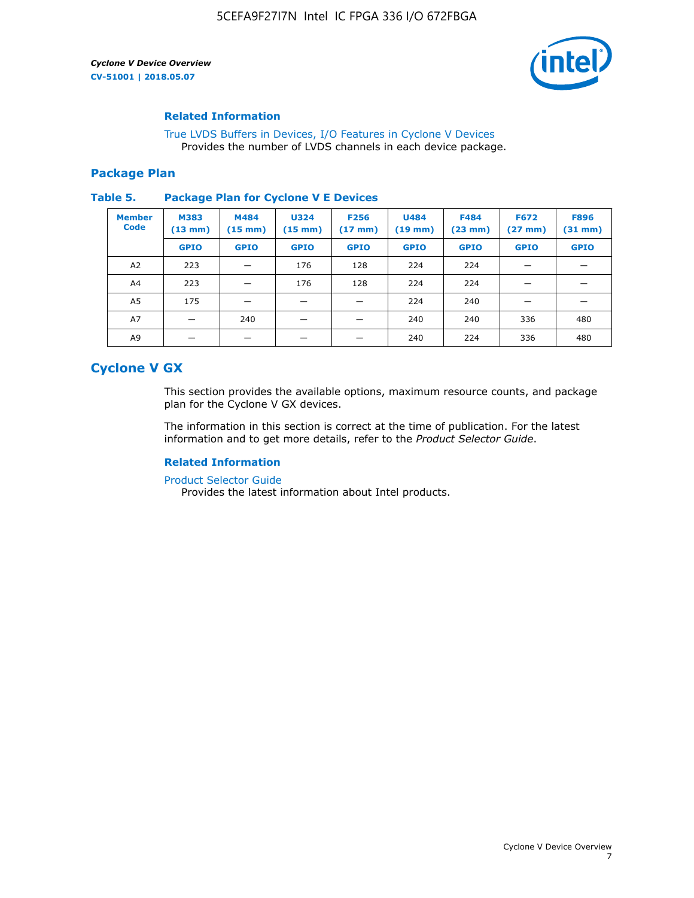### Related Information

True LVDS Buffers in Devices, I/O Features in Cyclone V Devices
Provides the number of LVDS channels in each device package.

## Package Plan

**Table 5. Package Plan for Cyclone V E Devices**

| Member Code | M383 (13 mm) | M484 (15 mm) | U324 (15 mm) | F256 (17 mm) | U484 (19 mm) | F484 (23 mm) | F672 (27 mm) | F896 (31 mm) |
|---|---|---|---|---|---|---|---|---|
| | GPIO | GPIO | GPIO | GPIO | GPIO | GPIO | GPIO | GPIO |
| A2 | 223 | — | 176 | 128 | 224 | 224 | — | — |
| A4 | 223 | — | 176 | 128 | 224 | 224 | — | — |
| A5 | 175 | — | — | — | 224 | 240 | — | — |
| A7 | — | 240 | — | — | 240 | 240 | 336 | 480 |
| A9 | — | — | — | — | 240 | 224 | 336 | 480 |

# Cyclone V GX

This section provides the available options, maximum resource counts, and package plan for the Cyclone V GX devices.

The information in this section is correct at the time of publication. For the latest information and to get more details, refer to the *Product Selector Guide*.

### Related Information

Product Selector Guide
Provides the latest information about Intel products.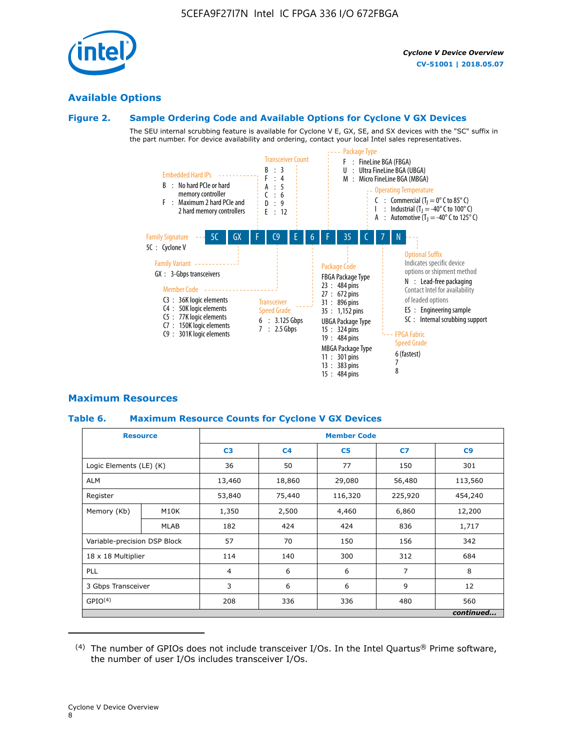## Available Options

### Figure 2. Sample Ordering Code and Available Options for Cyclone V GX Devices

The SEU internal scrubbing feature is available for Cyclone V E, GX, SE, and SX devices with the "SC" suffix in the part number. For device availability and ordering, contact your local Intel sales representatives.

5C | GX | F | C9 | E | 6 | F | 35 | C | 7 | N

**Family Signature**
- 5C : Cyclone V

**Family Variant**
- GX : 3-Gbps transceivers

**Embedded Hard IPs**
- B : No hard PCIe or hard memory controller
- F : Maximum 2 hard PCIe and 2 hard memory controllers

**Member Code**
- C3 : 36K logic elements
- C4 : 50K logic elements
- C5 : 77K logic elements
- C7 : 150K logic elements
- C9 : 301K logic elements

**Transceiver Count**
- B : 3
- F : 4
- A : 5
- C : 6
- D : 9
- E : 12

**Transceiver Speed Grade**
- 6 : 3.125 Gbps
- 7 : 2.5 Gbps

**Package Type**
- F : FineLine BGA (FBGA)
- U : Ultra FineLine BGA (UBGA)
- M : Micro FineLine BGA (MBGA)

**Package Code**

FBGA Package Type
- 23 : 484 pins
- 27 : 672 pins
- 31 : 896 pins
- 35 : 1,152 pins

UBGA Package Type
- 15 : 324 pins
- 19 : 484 pins

MBGA Package Type
- 11 : 301 pins
- 13 : 383 pins
- 15 : 484 pins

**Operating Temperature**
- C : Commercial ($T_J$ = 0° C to 85° C)
- I : Industrial ($T_J$ = -40° C to 100° C)
- A : Automotive ($T_J$ = -40° C to 125° C)

**FPGA Fabric Speed Grade**
- 6 (fastest)
- 7
- 8

**Optional Suffix**

Indicates specific device options or shipment method
- N : Lead-free packaging

Contact Intel for availability of leaded options
- ES : Engineering sample
- SC : Internal scrubbing support

## Maximum Resources

### Table 6. Maximum Resource Counts for Cyclone V GX Devices

| Resource | | Member Code | | | | |
|---|---|---|---|---|---|---|
| | | C3 | C4 | C5 | C7 | C9 |
| Logic Elements (LE) (K) | | 36 | 50 | 77 | 150 | 301 |
| ALM | | 13,460 | 18,860 | 29,080 | 56,480 | 113,560 |
| Register | | 53,840 | 75,440 | 116,320 | 225,920 | 454,240 |
| Memory (Kb) | M10K | 1,350 | 2,500 | 4,460 | 6,860 | 12,200 |
| | MLAB | 182 | 424 | 424 | 836 | 1,717 |
| Variable-precision DSP Block | | 57 | 70 | 150 | 156 | 342 |
| 18 x 18 Multiplier | | 114 | 140 | 300 | 312 | 684 |
| PLL | | 4 | 6 | 6 | 7 | 8 |
| 3 Gbps Transceiver | | 3 | 6 | 6 | 9 | 12 |
| GPIO[4] | | 208 | 336 | 336 | 480 | 560 |

*continued...*

(4) The number of GPIOs does not include transceiver I/Os. In the Intel Quartus® Prime software, the number of user I/Os includes transceiver I/Os.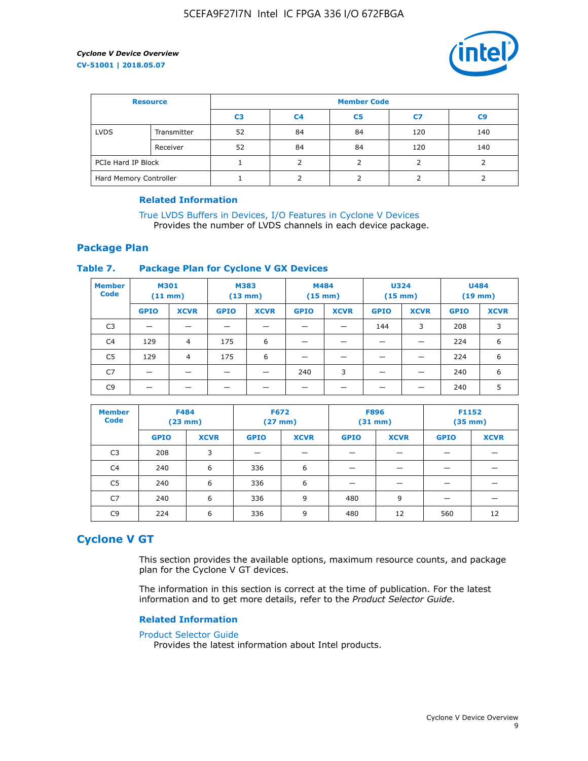| Resource | | Member Code | | | | |
|---|---|---|---|---|---|---|
| | | C3 | C4 | C5 | C7 | C9 |
| LVDS | Transmitter | 52 | 84 | 84 | 120 | 140 |
| | Receiver | 52 | 84 | 84 | 120 | 140 |
| PCIe Hard IP Block | | 1 | 2 | 2 | 2 | 2 |
| Hard Memory Controller | | 1 | 2 | 2 | 2 | 2 |

### Related Information

True LVDS Buffers in Devices, I/O Features in Cyclone V Devices
Provides the number of LVDS channels in each device package.

## Package Plan

**Table 7. Package Plan for Cyclone V GX Devices**

| Member Code | M301 (11 mm) | | M383 (13 mm) | | M484 (15 mm) | | U324 (15 mm) | | U484 (19 mm) | |
|---|---|---|---|---|---|---|---|---|---|---|
| | GPIO | XCVR | GPIO | XCVR | GPIO | XCVR | GPIO | XCVR | GPIO | XCVR |
| C3 | — | — | — | — | — | — | 144 | 3 | 208 | 3 |
| C4 | 129 | 4 | 175 | 6 | — | — | — | — | 224 | 6 |
| C5 | 129 | 4 | 175 | 6 | — | — | — | — | 224 | 6 |
| C7 | — | — | — | — | 240 | 3 | — | — | 240 | 6 |
| C9 | — | — | — | — | — | — | — | — | 240 | 5 |

| Member Code | F484 (23 mm) | | F672 (27 mm) | | F896 (31 mm) | | F1152 (35 mm) | |
|---|---|---|---|---|---|---|---|---|
| | GPIO | XCVR | GPIO | XCVR | GPIO | XCVR | GPIO | XCVR |
| C3 | 208 | 3 | — | — | — | — | — | — |
| C4 | 240 | 6 | 336 | 6 | — | — | — | — |
| C5 | 240 | 6 | 336 | 6 | — | — | — | — |
| C7 | 240 | 6 | 336 | 9 | 480 | 9 | — | — |
| C9 | 224 | 6 | 336 | 9 | 480 | 12 | 560 | 12 |

# Cyclone V GT

This section provides the available options, maximum resource counts, and package plan for the Cyclone V GT devices.

The information in this section is correct at the time of publication. For the latest information and to get more details, refer to the *Product Selector Guide*.

### Related Information

Product Selector Guide
Provides the latest information about Intel products.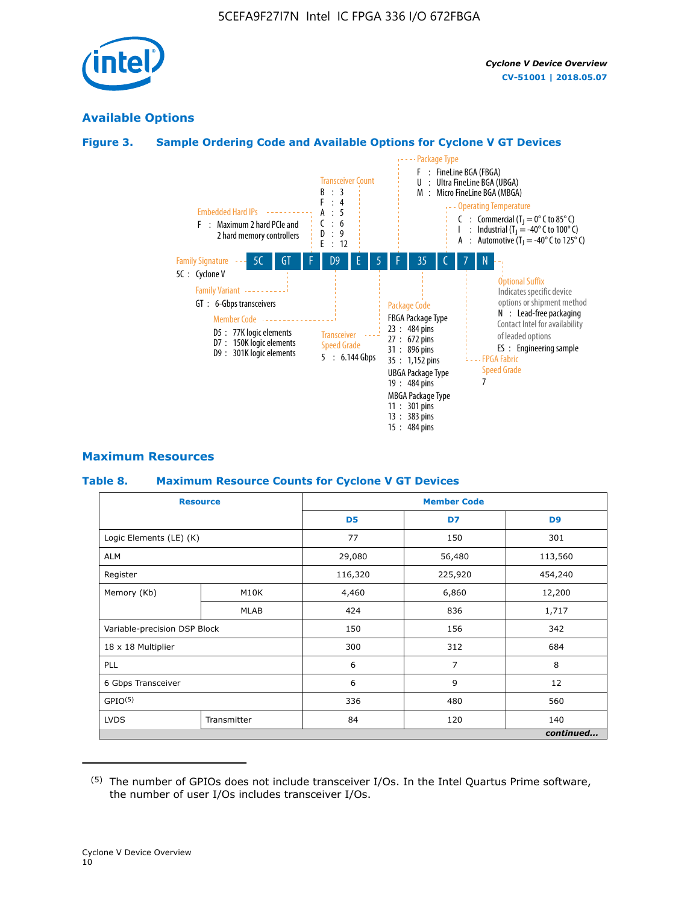## Available Options

### Figure 3. Sample Ordering Code and Available Options for Cylone V GT Devices

**5C GT F D9 E 5 F 35 C 7 N**

- **Family Signature**
  - 5C : Cyclone V
- **Family Variant**
  - GT : 6-Gbps transceivers
- **Embedded Hard IPs**
  - F : Maximum 2 hard PCIe and 2 hard memory controllers
- **Member Code**
  - D5 : 77K logic elements
  - D7 : 150K logic elements
  - D9 : 301K logic elements
- **Transceiver Count**
  - B : 3
  - F : 4
  - A : 5
  - C : 6
  - D : 9
  - E : 12
- **Transceiver Speed Grade**
  - 5 : 6.144 Gbps
- **Package Type**
  - F : FineLine BGA (FBGA)
  - U : Ultra FineLine BGA (UBGA)
  - M : Micro FineLine BGA (MBGA)
- **Package Code**
  - FBGA Package Type
    - 23 : 484 pins
    - 27 : 672 pins
    - 31 : 896 pins
    - 35 : 1,152 pins
  - UBGA Package Type
    - 19 : 484 pins
  - MBGA Package Type
    - 11 : 301 pins
    - 13 : 383 pins
    - 15 : 484 pins
- **Operating Temperature**
  - C : Commercial ($T_J$ = 0° C to 85° C)
  - I : Industrial ($T_J$ = -40° C to 100° C)
  - A : Automotive ($T_J$ = -40° C to 125° C)
- **FPGA Fabric Speed Grade**
  - 7
- **Optional Suffix**
  - Indicates specific device options or shipment method
  - N : Lead-free packaging. Contact Intel for availability of leaded options
  - ES : Engineering sample

## Maximum Resources

### Table 8. Maximum Resource Counts for Cyclone V GT Devices

| Resource | | Member Code | | |
|---|---|---|---|---|
| | | D5 | D7 | D9 |
| Logic Elements (LE) (K) | | 77 | 150 | 301 |
| ALM | | 29,080 | 56,480 | 113,560 |
| Register | | 116,320 | 225,920 | 454,240 |
| Memory (Kb) | M10K | 4,460 | 6,860 | 12,200 |
| | MLAB | 424 | 836 | 1,717 |
| Variable-precision DSP Block | | 150 | 156 | 342 |
| 18 x 18 Multiplier | | 300 | 312 | 684 |
| PLL | | 6 | 7 | 8 |
| 6 Gbps Transceiver | | 6 | 9 | 12 |
| GPIO[5] | | 336 | 480 | 560 |
| LVDS | Transmitter | 84 | 120 | 140 |

*continued...*

[5] The number of GPIOs does not include transceiver I/Os. In the Intel Quartus Prime software, the number of user I/Os includes transceiver I/Os.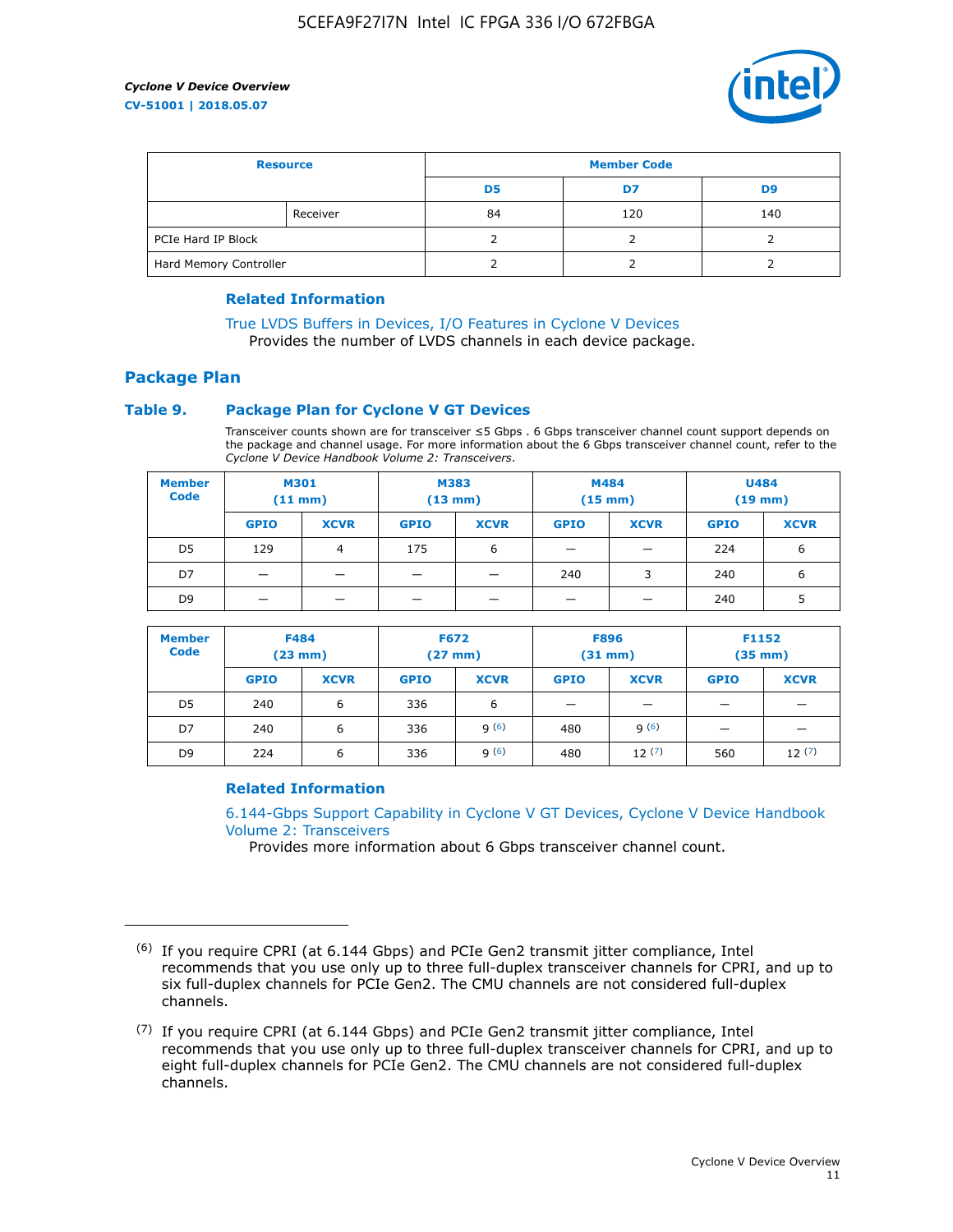| Resource | | Member Code | | |
|---|---|---|---|---|
| | | D5 | D7 | D9 |
| | Receiver | 84 | 120 | 140 |
| PCIe Hard IP Block | | 2 | 2 | 2 |
| Hard Memory Controller | | 2 | 2 | 2 |

### Related Information

True LVDS Buffers in Devices, I/O Features in Cyclone V Devices
Provides the number of LVDS channels in each device package.

## Package Plan

### Table 9. Package Plan for Cyclone V GT Devices

Transceiver counts shown are for transceiver ≤5 Gbps . 6 Gbps transceiver channel count support depends on the package and channel usage. For more information about the 6 Gbps transceiver channel count, refer to the *Cyclone V Device Handbook Volume 2: Transceivers*.

| Member Code | M301 (11 mm) | | M383 (13 mm) | | M484 (15 mm) | | U484 (19 mm) | |
|---|---|---|---|---|---|---|---|---|
| | GPIO | XCVR | GPIO | XCVR | GPIO | XCVR | GPIO | XCVR |
| D5 | 129 | 4 | 175 | 6 | — | — | 224 | 6 |
| D7 | — | — | — | — | 240 | 3 | 240 | 6 |
| D9 | — | — | — | — | — | — | 240 | 5 |

| Member Code | F484 (23 mm) | | F672 (27 mm) | | F896 (31 mm) | | F1152 (35 mm) | |
|---|---|---|---|---|---|---|---|---|
| | GPIO | XCVR | GPIO | XCVR | GPIO | XCVR | GPIO | XCVR |
| D5 | 240 | 6 | 336 | 6 | — | — | — | — |
| D7 | 240 | 6 | 336 | 9 [6] | 480 | 9 [6] | — | — |
| D9 | 224 | 6 | 336 | 9 [6] | 480 | 12 [7] | 560 | 12 [7] |

### Related Information

6.144-Gbps Support Capability in Cyclone V GT Devices, Cyclone V Device Handbook Volume 2: Transceivers
Provides more information about 6 Gbps transceiver channel count.

---

(6) If you require CPRI (at 6.144 Gbps) and PCIe Gen2 transmit jitter compliance, Intel recommends that you use only up to three full-duplex transceiver channels for CPRI, and up to six full-duplex channels for PCIe Gen2. The CMU channels are not considered full-duplex channels.

(7) If you require CPRI (at 6.144 Gbps) and PCIe Gen2 transmit jitter compliance, Intel recommends that you use only up to three full-duplex transceiver channels for CPRI, and up to eight full-duplex channels for PCIe Gen2. The CMU channels are not considered full-duplex channels.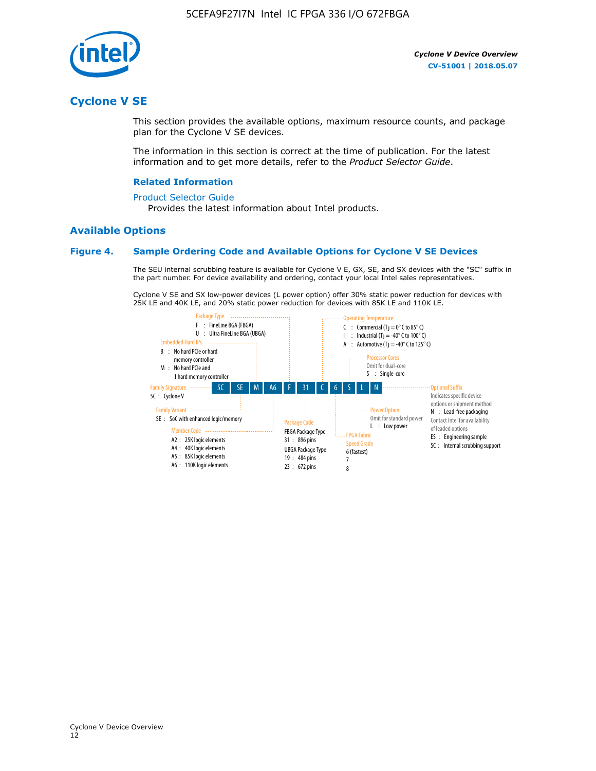## Cyclone V SE

This section provides the available options, maximum resource counts, and package plan for the Cyclone V SE devices.

The information in this section is correct at the time of publication. For the latest information and to get more details, refer to the *Product Selector Guide*.

#### Related Information

Product Selector Guide

Provides the latest information about Intel products.

### Available Options

#### Figure 4. Sample Ordering Code and Available Options for Cyclone V SE Devices

The SEU internal scrubbing feature is available for Cyclone V E, GX, SE, and SX devices with the "SC" suffix in the part number. For device availability and ordering, contact your local Intel sales representatives.

Cyclone V SE and SX low-power devices (L power option) offer 30% static power reduction for devices with 25K LE and 40K LE, and 20% static power reduction for devices with 85K LE and 110K LE.

Sample ordering code: 5C SE M A6 F 31 C 6 S L N

- **Family Signature**
  - 5C : Cyclone V
- **Family Variant**
  - SE : SoC with enhanced logic/memory
- **Embedded Hard IPs**
  - B : No hard PCIe or hard memory controller
  - M : No hard PCIe and 1 hard memory controller
- **Member Code**
  - A2 : 25K logic elements
  - A4 : 40K logic elements
  - A5 : 85K logic elements
  - A6 : 110K logic elements
- **Package Type**
  - F : FineLine BGA (FBGA)
  - U : Ultra FineLine BGA (UBGA)
- **Package Code**
  - FBGA Package Type
    - 31 : 896 pins
  - UBGA Package Type
    - 19 : 484 pins
    - 23 : 672 pins
- **Operating Temperature**
  - C : Commercial ($T_J$ = 0° C to 85° C)
  - I : Industrial ($T_J$ = -40° C to 100° C)
  - A : Automotive ($T_J$ = -40° C to 125° C)
- **FPGA Fabric Speed Grade**
  - 6 (fastest)
  - 7
  - 8
- **Processor Cores**
  - Omit for dual-core
  - S : Single-core
- **Power Option**
  - Omit for standard power
  - L : Low power
- **Optional Suffix**
  - Indicates specific device options or shipment method
  - N : Lead-free packaging
  - Contact Intel for availability of leaded options
  - ES : Engineering sample
  - SC : Internal scrubbing support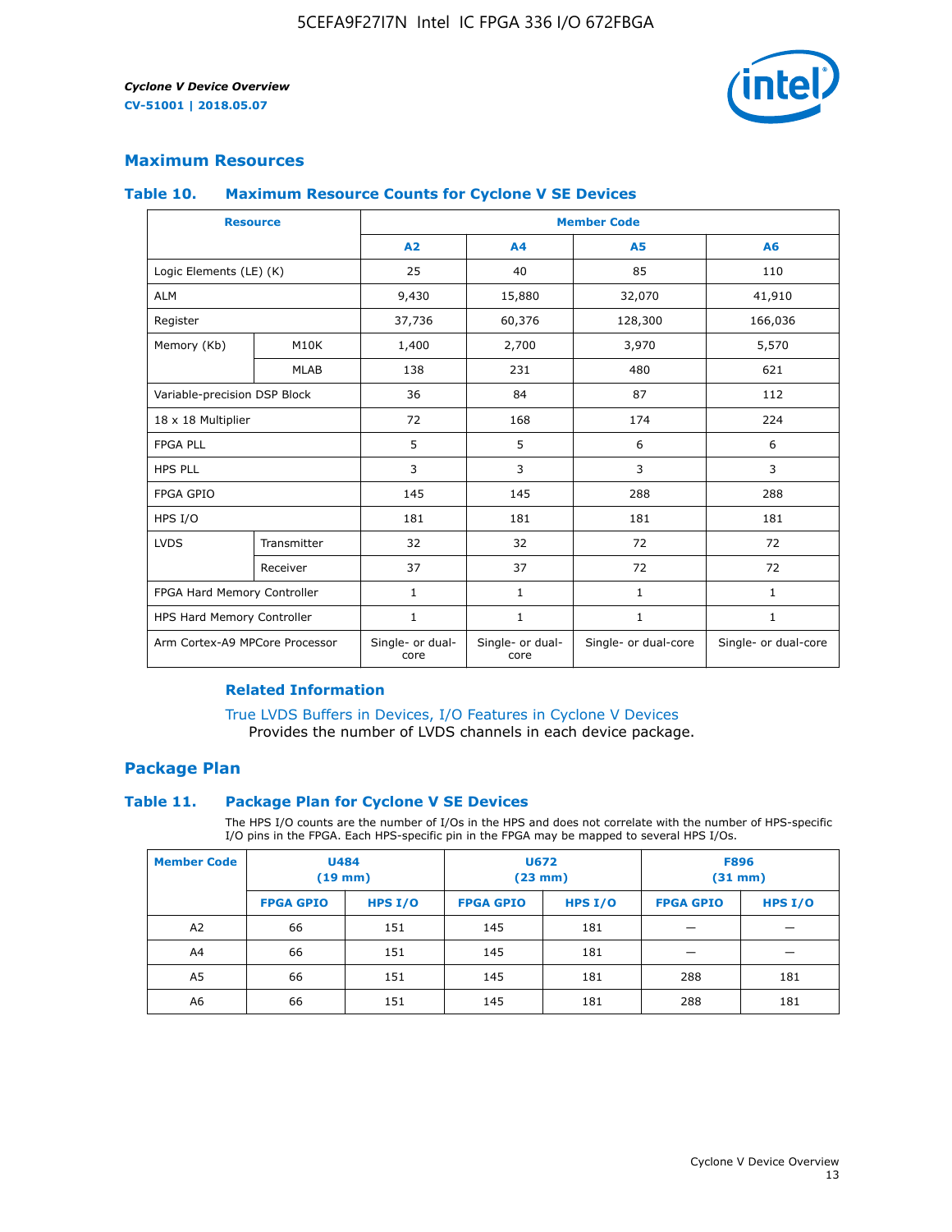## Maximum Resources

### Table 10. Maximum Resource Counts for Cyclone V SE Devices

| Resource | | Member Code | | | |
|---|---|---|---|---|---|
| | | A2 | A4 | A5 | A6 |
| Logic Elements (LE) (K) | | 25 | 40 | 85 | 110 |
| ALM | | 9,430 | 15,880 | 32,070 | 41,910 |
| Register | | 37,736 | 60,376 | 128,300 | 166,036 |
| Memory (Kb) | M10K | 1,400 | 2,700 | 3,970 | 5,570 |
| | MLAB | 138 | 231 | 480 | 621 |
| Variable-precision DSP Block | | 36 | 84 | 87 | 112 |
| 18 x 18 Multiplier | | 72 | 168 | 174 | 224 |
| FPGA PLL | | 5 | 5 | 6 | 6 |
| HPS PLL | | 3 | 3 | 3 | 3 |
| FPGA GPIO | | 145 | 145 | 288 | 288 |
| HPS I/O | | 181 | 181 | 181 | 181 |
| LVDS | Transmitter | 32 | 32 | 72 | 72 |
| | Receiver | 37 | 37 | 72 | 72 |
| FPGA Hard Memory Controller | | 1 | 1 | 1 | 1 |
| HPS Hard Memory Controller | | 1 | 1 | 1 | 1 |
| Arm Cortex-A9 MPCore Processor | | Single- or dual-core | Single- or dual-core | Single- or dual-core | Single- or dual-core |

#### Related Information

True LVDS Buffers in Devices, I/O Features in Cyclone V Devices
Provides the number of LVDS channels in each device package.

## Package Plan

### Table 11. Package Plan for Cyclone V SE Devices

The HPS I/O counts are the number of I/Os in the HPS and does not correlate with the number of HPS-specific I/O pins in the FPGA. Each HPS-specific pin in the FPGA may be mapped to several HPS I/Os.

| Member Code | U484 (19 mm) | | U672 (23 mm) | | F896 (31 mm) | |
|---|---|---|---|---|---|---|
| | FPGA GPIO | HPS I/O | FPGA GPIO | HPS I/O | FPGA GPIO | HPS I/O |
| A2 | 66 | 151 | 145 | 181 | — | — |
| A4 | 66 | 151 | 145 | 181 | — | — |
| A5 | 66 | 151 | 145 | 181 | 288 | 181 |
| A6 | 66 | 151 | 145 | 181 | 288 | 181 |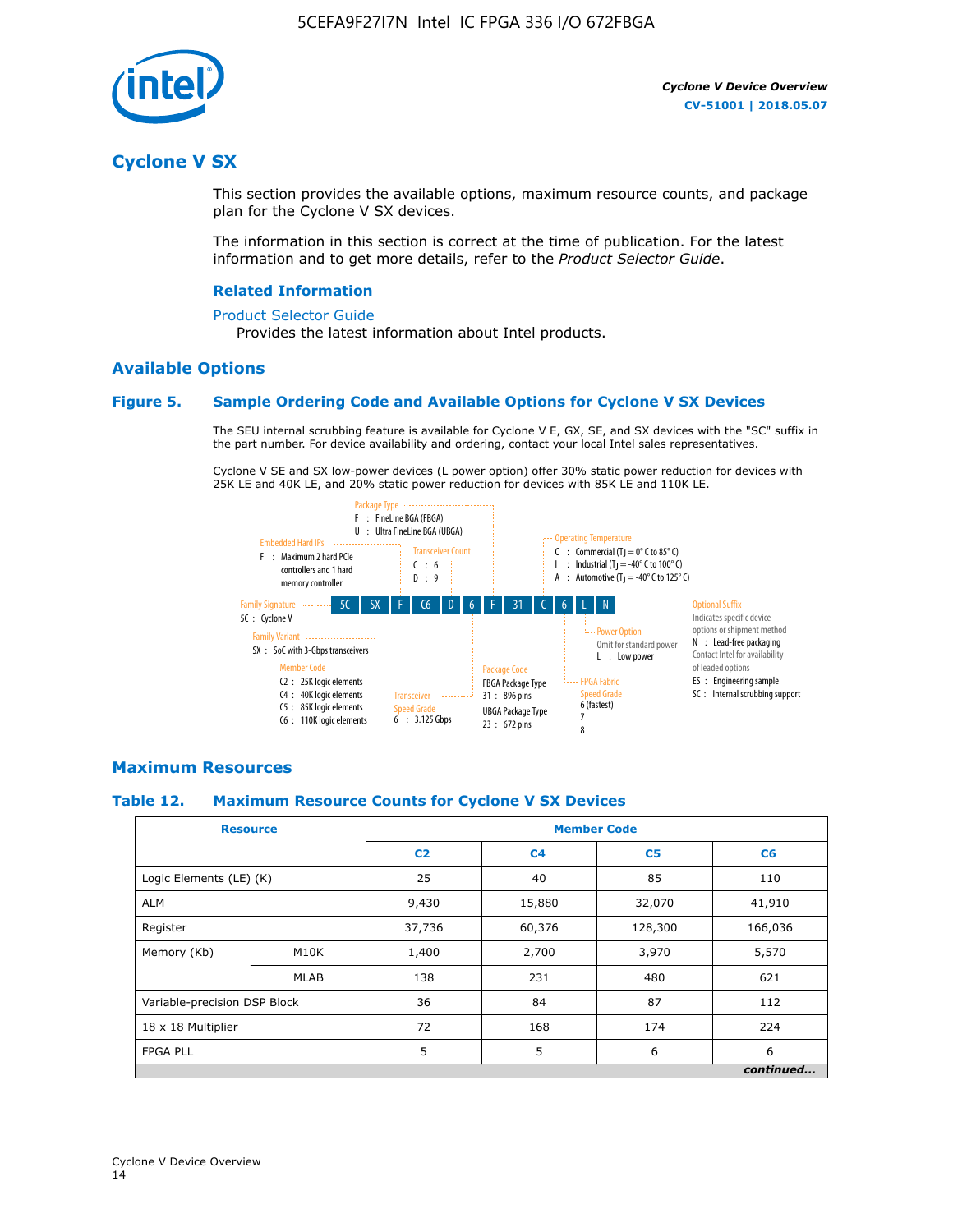# Cyclone V SX

This section provides the available options, maximum resource counts, and package plan for the Cyclone V SX devices.

The information in this section is correct at the time of publication. For the latest information and to get more details, refer to the *Product Selector Guide*.

### Related Information

Product Selector Guide

Provides the latest information about Intel products.

## Available Options

### Figure 5. Sample Ordering Code and Available Options for Cyclone V SX Devices

The SEU internal scrubbing feature is available for Cyclone V E, GX, SE, and SX devices with the "SC" suffix in the part number. For device availability and ordering, contact your local Intel sales representatives.

Cyclone V SE and SX low-power devices (L power option) offer 30% static power reduction for devices with 25K LE and 40K LE, and 20% static power reduction for devices with 85K LE and 110K LE.

Sample ordering code: 5C SX F C6 D 6 F 31 C 6 L N

- **Family Signature**
  - 5C : Cyclone V
- **Family Variant**
  - SX : SoC with 3-Gbps transceivers
- **Embedded Hard IPs**
  - F : Maximum 2 hard PCIe controllers and 1 hard memory controller
- **Member Code**
  - C2 : 25K logic elements
  - C4 : 40K logic elements
  - C5 : 85K logic elements
  - C6 : 110K logic elements
- **Transceiver Count**
  - C : 6
  - D : 9
- **Transceiver Speed Grade**
  - 6 : 3.125 Gbps
- **Package Type**
  - F : FineLine BGA (FBGA)
  - U : Ultra FineLine BGA (UBGA)
- **Package Code**
  - FBGA Package Type
    - 31 : 896 pins
  - UBGA Package Type
    - 23 : 672 pins
- **Operating Temperature**
  - C : Commercial ($T_J$ = 0° C to 85° C)
  - I : Industrial ($T_J$ = -40° C to 100° C)
  - A : Automotive ($T_J$ = -40° C to 125° C)
- **FPGA Fabric Speed Grade**
  - 6 (fastest)
  - 7
  - 8
- **Power Option**
  - Omit for standard power
  - L : Low power
- **Optional Suffix**
  - Indicates specific device options or shipment method
  - N : Lead-free packaging. Contact Intel for availability of leaded options
  - ES : Engineering sample
  - SC : Internal scrubbing support

## Maximum Resources

### Table 12. Maximum Resource Counts for Cyclone V SX Devices

| Resource | | Member Code | | | |
|---|---|---|---|---|---|
| | | C2 | C4 | C5 | C6 |
| Logic Elements (LE) (K) | | 25 | 40 | 85 | 110 |
| ALM | | 9,430 | 15,880 | 32,070 | 41,910 |
| Register | | 37,736 | 60,376 | 128,300 | 166,036 |
| Memory (Kb) | M10K | 1,400 | 2,700 | 3,970 | 5,570 |
| | MLAB | 138 | 231 | 480 | 621 |
| Variable-precision DSP Block | | 36 | 84 | 87 | 112 |
| 18 x 18 Multiplier | | 72 | 168 | 174 | 224 |
| FPGA PLL | | 5 | 5 | 6 | 6 |

*continued...*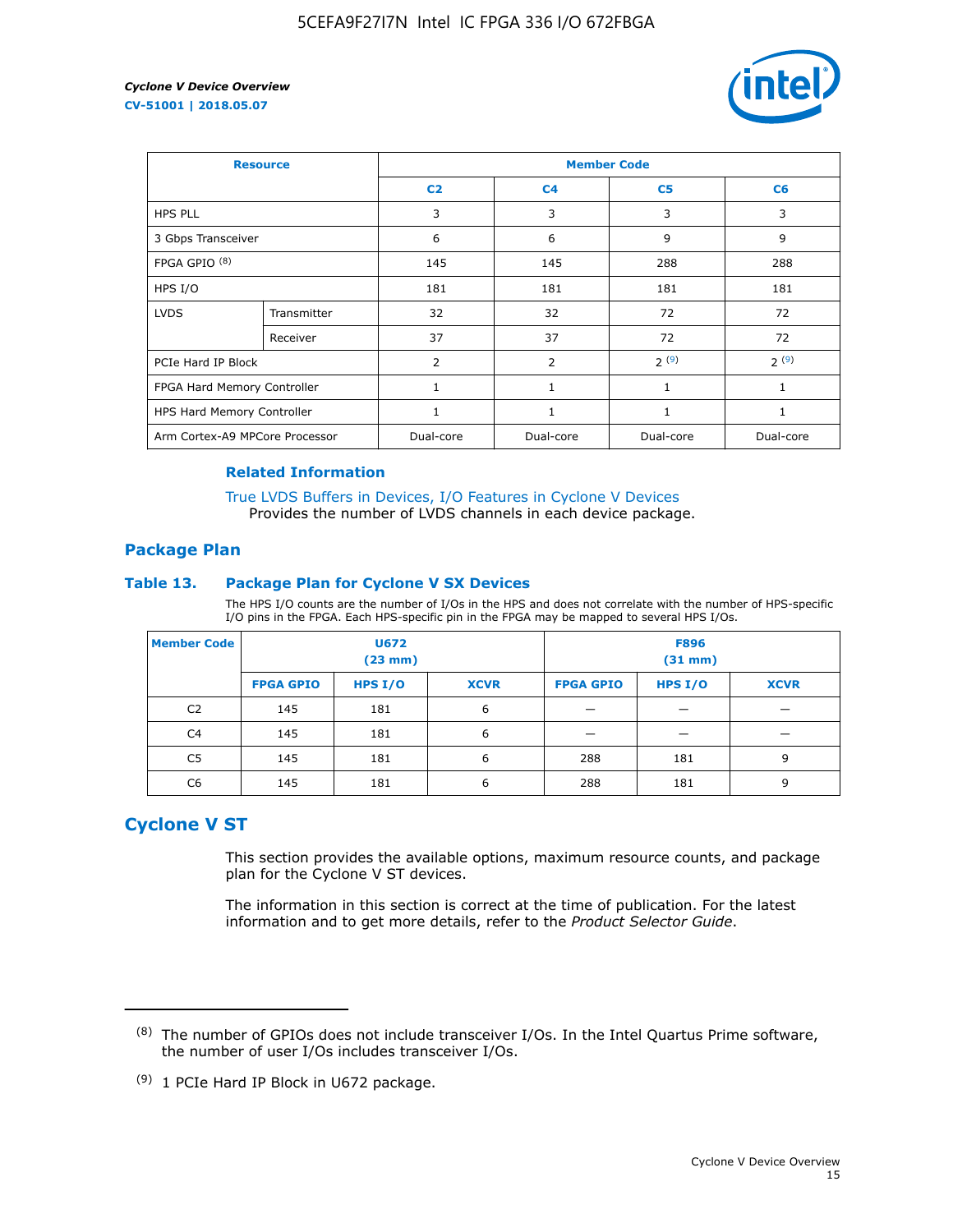| Resource | | Member Code | | | |
|---|---|---|---|---|---|
| | | C2 | C4 | C5 | C6 |
| HPS PLL | | 3 | 3 | 3 | 3 |
| 3 Gbps Transceiver | | 6 | 6 | 9 | 9 |
| FPGA GPIO [(8)] | | 145 | 145 | 288 | 288 |
| HPS I/O | | 181 | 181 | 181 | 181 |
| LVDS | Transmitter | 32 | 32 | 72 | 72 |
| | Receiver | 37 | 37 | 72 | 72 |
| PCIe Hard IP Block | | 2 | 2 | 2 [(9)] | 2 [(9)] |
| FPGA Hard Memory Controller | | 1 | 1 | 1 | 1 |
| HPS Hard Memory Controller | | 1 | 1 | 1 | 1 |
| Arm Cortex-A9 MPCore Processor | | Dual-core | Dual-core | Dual-core | Dual-core |

#### Related Information

True LVDS Buffers in Devices, I/O Features in Cyclone V Devices
Provides the number of LVDS channels in each device package.

## Package Plan

### Table 13. Package Plan for Cyclone V SX Devices

The HPS I/O counts are the number of I/Os in the HPS and does not correlate with the number of HPS-specific I/O pins in the FPGA. Each HPS-specific pin in the FPGA may be mapped to several HPS I/Os.

| Member Code | U672 (23 mm) | | | F896 (31 mm) | | |
|---|---|---|---|---|---|---|
| | FPGA GPIO | HPS I/O | XCVR | FPGA GPIO | HPS I/O | XCVR |
| C2 | 145 | 181 | 6 | — | — | — |
| C4 | 145 | 181 | 6 | — | — | — |
| C5 | 145 | 181 | 6 | 288 | 181 | 9 |
| C6 | 145 | 181 | 6 | 288 | 181 | 9 |

# Cyclone V ST

This section provides the available options, maximum resource counts, and package plan for the Cyclone V ST devices.

The information in this section is correct at the time of publication. For the latest information and to get more details, refer to the *Product Selector Guide*.

---

(8) The number of GPIOs does not include transceiver I/Os. In the Intel Quartus Prime software, the number of user I/Os includes transceiver I/Os.

(9) 1 PCIe Hard IP Block in U672 package.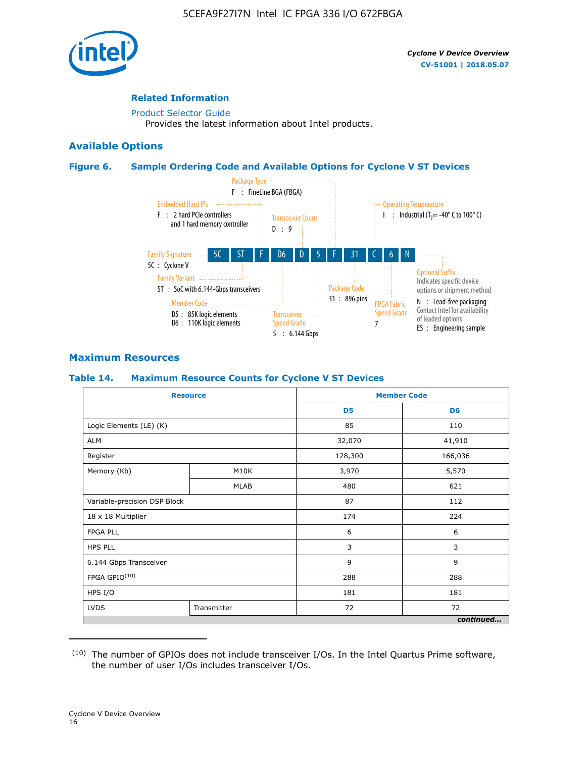## Related Information

Product Selector Guide

Provides the latest information about Intel products.

## Available Options

### Figure 6. Sample Ordering Code and Available Options for Cyclone V ST Devices

5C ST F D6 D 5 F 31 C 6 N

- Family Signature — 5C : Cyclone V
- Family Variant — ST : SoC with 6.144-Gbps transceivers
- Embedded Hard IPs — F : 2 hard PCIe controllers and 1 hard memory controller
- Member Code — D5 : 85K logic elements; D6 : 110K logic elements
- Transceiver Count — D : 9
- Transceiver Speed Grade — 5 : 6.144 Gbps
- Package Type — F : FineLine BGA (FBGA)
- Package Code — 31 : 896 pins
- Operating Temperature — I : Industrial ($T_J$ = -40° C to 100° C)
- FPGA Fabric Speed Grade — 7
- Optional Suffix — Indicates specific device options or shipment method. N : Lead-free packaging. Contact Intel for availability of leaded options. ES : Engineering sample

## Maximum Resources

### Table 14. Maximum Resource Counts for Cyclone V ST Devices

| Resource | | Member Code | |
|---|---|---|---|
| | | D5 | D6 |
| Logic Elements (LE) (K) | | 85 | 110 |
| ALM | | 32,070 | 41,910 |
| Register | | 128,300 | 166,036 |
| Memory (Kb) | M10K | 3,970 | 5,570 |
| | MLAB | 480 | 621 |
| Variable-precision DSP Block | | 87 | 112 |
| 18 x 18 Multiplier | | 174 | 224 |
| FPGA PLL | | 6 | 6 |
| HPS PLL | | 3 | 3 |
| 6.144 Gbps Transceiver | | 9 | 9 |
| FPGA GPIO[10] | | 288 | 288 |
| HPS I/O | | 181 | 181 |
| LVDS | Transmitter | 72 | 72 |

*continued...*

(10) The number of GPIOs does not include transceiver I/Os. In the Intel Quartus Prime software, the number of user I/Os includes transceiver I/Os.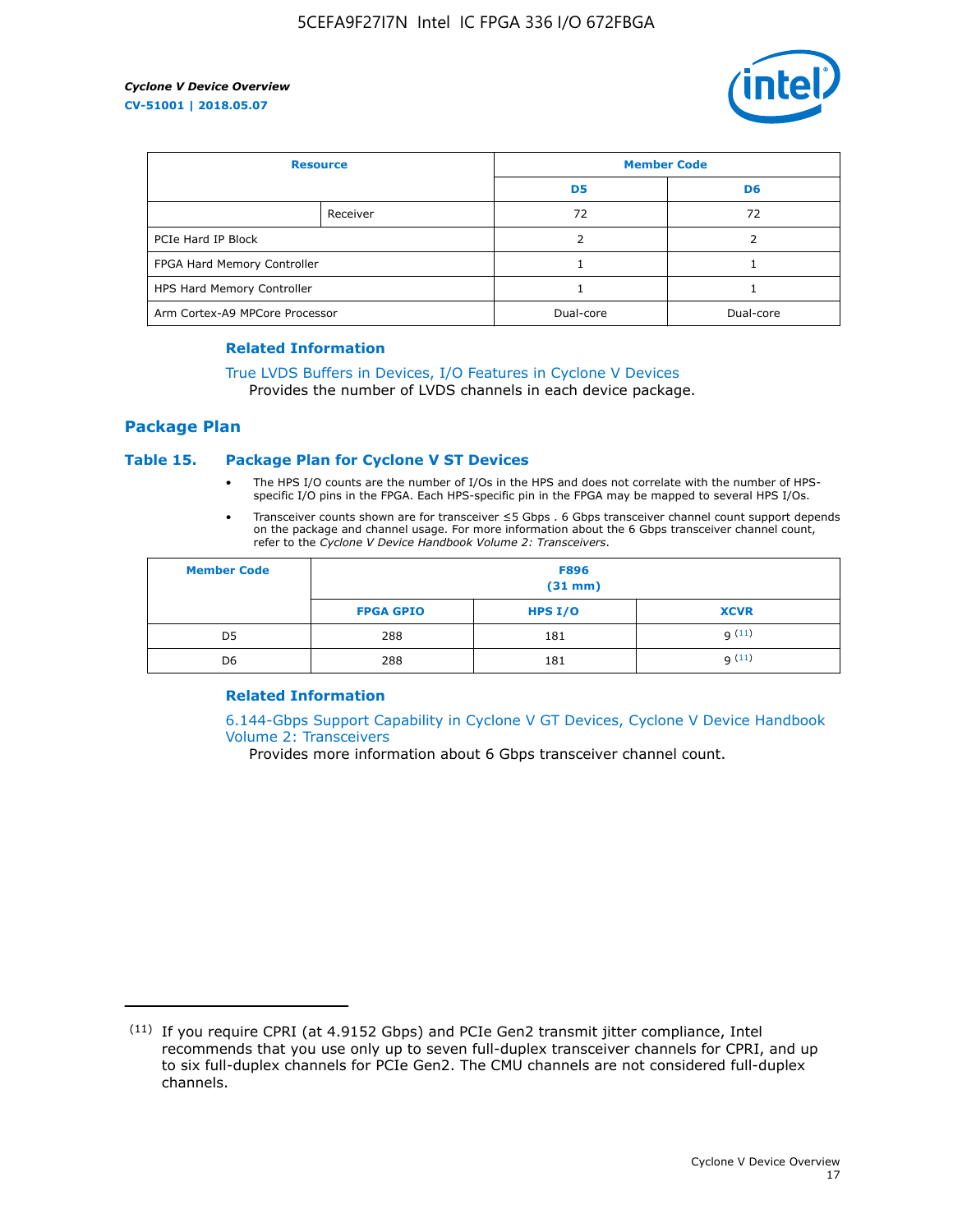| Resource | | Member Code | |
|---|---|---|---|
| | | D5 | D6 |
| | Receiver | 72 | 72 |
| PCIe Hard IP Block | | 2 | 2 |
| FPGA Hard Memory Controller | | 1 | 1 |
| HPS Hard Memory Controller | | 1 | 1 |
| Arm Cortex-A9 MPCore Processor | | Dual-core | Dual-core |

#### Related Information

True LVDS Buffers in Devices, I/O Features in Cyclone V Devices
Provides the number of LVDS channels in each device package.

## Package Plan

### Table 15. Package Plan for Cyclone V ST Devices

- The HPS I/O counts are the number of I/Os in the HPS and does not correlate with the number of HPS-specific I/O pins in the FPGA. Each HPS-specific pin in the FPGA may be mapped to several HPS I/Os.
- Transceiver counts shown are for transceiver ≤5 Gbps . 6 Gbps transceiver channel count support depends on the package and channel usage. For more information about the 6 Gbps transceiver channel count, refer to the *Cyclone V Device Handbook Volume 2: Transceivers*.

| Member Code | F896 (31 mm) | | |
|---|---|---|---|
| | FPGA GPIO | HPS I/O | XCVR |
| D5 | 288 | 181 | 9 [11] |
| D6 | 288 | 181 | 9 [11] |

#### Related Information

6.144-Gbps Support Capability in Cyclone V GT Devices, Cyclone V Device Handbook Volume 2: Transceivers
Provides more information about 6 Gbps transceiver channel count.

---

(11) If you require CPRI (at 4.9152 Gbps) and PCIe Gen2 transmit jitter compliance, Intel recommends that you use only up to seven full-duplex transceiver channels for CPRI, and up to six full-duplex channels for PCIe Gen2. The CMU channels are not considered full-duplex channels.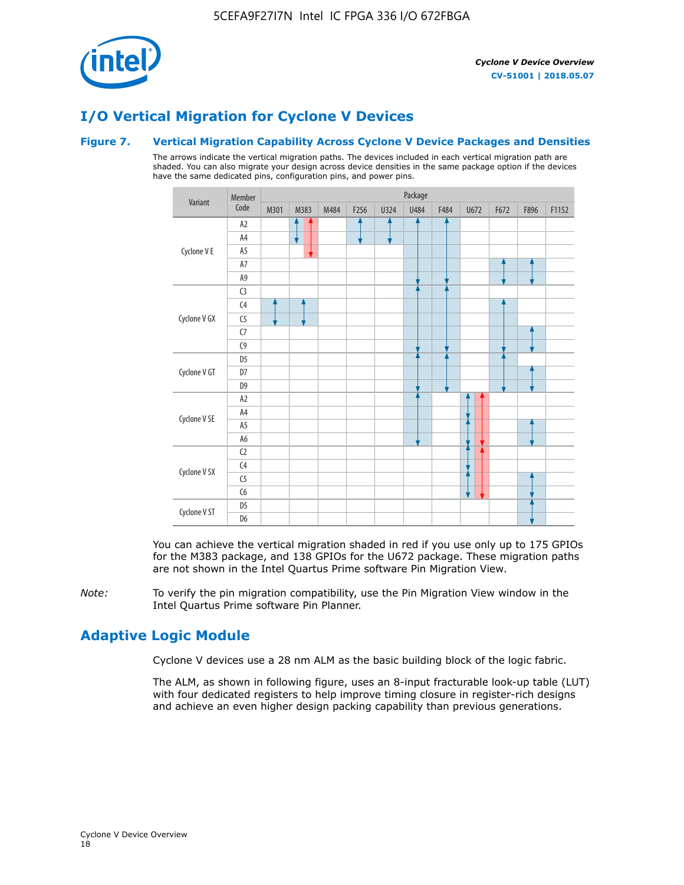# I/O Vertical Migration for Cyclone V Devices

### Figure 7. Vertical Migration Capability Across Cyclone V Device Packages and Densities

The arrows indicate the vertical migration paths. The devices included in each vertical migration path are shaded. You can also migrate your design across device densities in the same package option if the devices have the same dedicated pins, configuration pins, and power pins.

| Variant | Member Code | M301 | M383 | M484 | F256 | U324 | U484 | F484 | U672 | F672 | F896 | F1152 |
|---|---|---|---|---|---|---|---|---|---|---|---|---|
| Cyclone V E | A2 | | | | | | | | | | | |
| | A4 | | | | | | | | | | | |
| | A5 | | | | | | | | | | | |
| | A7 | | | | | | | | | | | |
| | A9 | | | | | | | | | | | |
| Cyclone V GX | C3 | | | | | | | | | | | |
| | C4 | | | | | | | | | | | |
| | C5 | | | | | | | | | | | |
| | C7 | | | | | | | | | | | |
| | C9 | | | | | | | | | | | |
| Cyclone V GT | D5 | | | | | | | | | | | |
| | D7 | | | | | | | | | | | |
| | D9 | | | | | | | | | | | |
| Cyclone V SE | A2 | | | | | | | | | | | |
| | A4 | | | | | | | | | | | |
| | A5 | | | | | | | | | | | |
| | A6 | | | | | | | | | | | |
| Cyclone V SX | C2 | | | | | | | | | | | |
| | C4 | | | | | | | | | | | |
| | C5 | | | | | | | | | | | |
| | C6 | | | | | | | | | | | |
| Cyclone V ST | D5 | | | | | | | | | | | |
| | D6 | | | | | | | | | | | |

You can achieve the vertical migration shaded in red if you use only up to 175 GPIOs for the M383 package, and 138 GPIOs for the U672 package. These migration paths are not shown in the Intel Quartus Prime software Pin Migration View.

*Note:* To verify the pin migration compatibility, use the Pin Migration View window in the Intel Quartus Prime software Pin Planner.

# Adaptive Logic Module

Cyclone V devices use a 28 nm ALM as the basic building block of the logic fabric.

The ALM, as shown in following figure, uses an 8-input fracturable look-up table (LUT) with four dedicated registers to help improve timing closure in register-rich designs and achieve an even higher design packing capability than previous generations.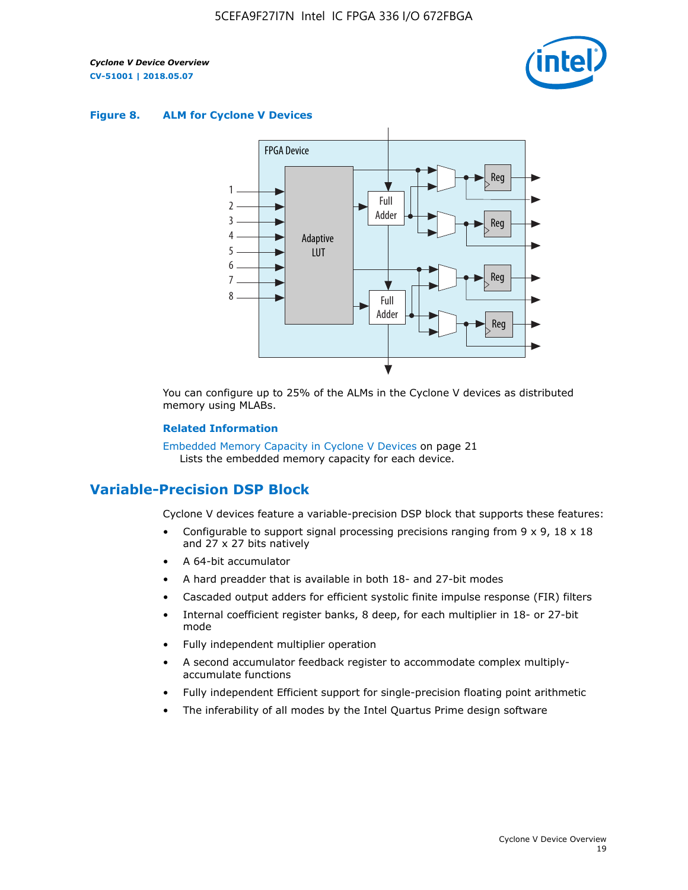**Figure 8. ALM for Cyclone V Devices**

You can configure up to 25% of the ALMs in the Cyclone V devices as distributed memory using MLABs.

**Related Information**

Embedded Memory Capacity in Cyclone V Devices on page 21
Lists the embedded memory capacity for each device.

## Variable-Precision DSP Block

Cyclone V devices feature a variable-precision DSP block that supports these features:

- Configurable to support signal processing precisions ranging from 9 x 9, 18 x 18 and 27 x 27 bits natively
- A 64-bit accumulator
- A hard preadder that is available in both 18- and 27-bit modes
- Cascaded output adders for efficient systolic finite impulse response (FIR) filters
- Internal coefficient register banks, 8 deep, for each multiplier in 18- or 27-bit mode
- Fully independent multiplier operation
- A second accumulator feedback register to accommodate complex multiply-accumulate functions
- Fully independent Efficient support for single-precision floating point arithmetic
- The inferability of all modes by the Intel Quartus Prime design software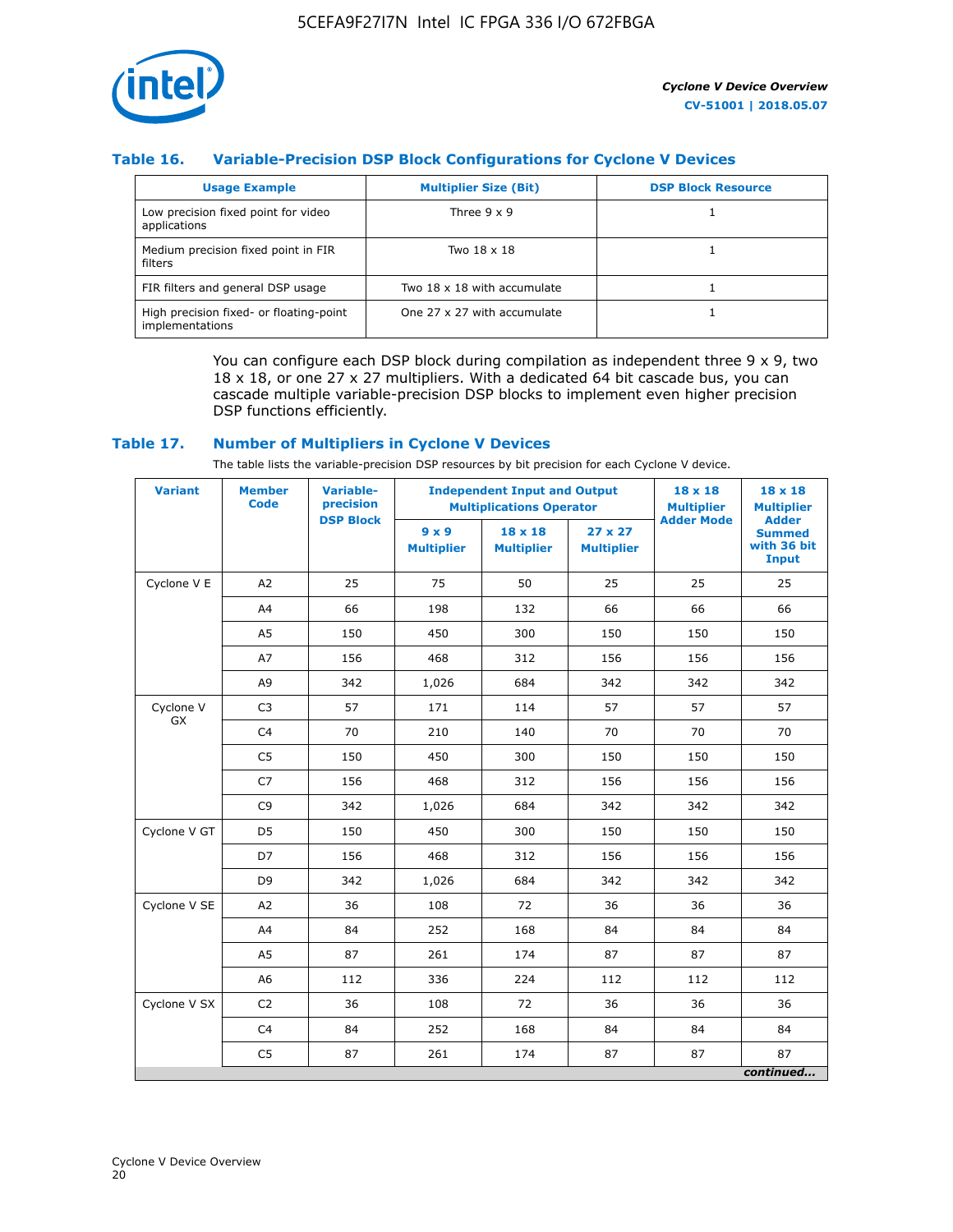### Table 16. Variable-Precision DSP Block Configurations for Cyclone V Devices

| Usage Example | Multiplier Size (Bit) | DSP Block Resource |
|---|---|---|
| Low precision fixed point for video applications | Three 9 x 9 | 1 |
| Medium precision fixed point in FIR filters | Two 18 x 18 | 1 |
| FIR filters and general DSP usage | Two 18 x 18 with accumulate | 1 |
| High precision fixed- or floating-point implementations | One 27 x 27 with accumulate | 1 |

You can configure each DSP block during compilation as independent three 9 x 9, two 18 x 18, or one 27 x 27 multipliers. With a dedicated 64 bit cascade bus, you can cascade multiple variable-precision DSP blocks to implement even higher precision DSP functions efficiently.

### Table 17. Number of Multipliers in Cyclone V Devices

The table lists the variable-precision DSP resources by bit precision for each Cyclone V device.

| Variant | Member Code | Variable-precision DSP Block | Independent Input and Output Multiplications Operator | | | 18 x 18 Multiplier Adder Mode | 18 x 18 Multiplier Adder Summed with 36 bit Input |
|---|---|---|---|---|---|---|---|
| | | | 9 x 9 Multiplier | 18 x 18 Multiplier | 27 x 27 Multiplier | | |
| Cyclone V E | A2 | 25 | 75 | 50 | 25 | 25 | 25 |
| | A4 | 66 | 198 | 132 | 66 | 66 | 66 |
| | A5 | 150 | 450 | 300 | 150 | 150 | 150 |
| | A7 | 156 | 468 | 312 | 156 | 156 | 156 |
| | A9 | 342 | 1,026 | 684 | 342 | 342 | 342 |
| Cyclone V GX | C3 | 57 | 171 | 114 | 57 | 57 | 57 |
| | C4 | 70 | 210 | 140 | 70 | 70 | 70 |
| | C5 | 150 | 450 | 300 | 150 | 150 | 150 |
| | C7 | 156 | 468 | 312 | 156 | 156 | 156 |
| | C9 | 342 | 1,026 | 684 | 342 | 342 | 342 |
| Cyclone V GT | D5 | 150 | 450 | 300 | 150 | 150 | 150 |
| | D7 | 156 | 468 | 312 | 156 | 156 | 156 |
| | D9 | 342 | 1,026 | 684 | 342 | 342 | 342 |
| Cyclone V SE | A2 | 36 | 108 | 72 | 36 | 36 | 36 |
| | A4 | 84 | 252 | 168 | 84 | 84 | 84 |
| | A5 | 87 | 261 | 174 | 87 | 87 | 87 |
| | A6 | 112 | 336 | 224 | 112 | 112 | 112 |
| Cyclone V SX | C2 | 36 | 108 | 72 | 36 | 36 | 36 |
| | C4 | 84 | 252 | 168 | 84 | 84 | 84 |
| | C5 | 87 | 261 | 174 | 87 | 87 | 87 |

*continued...*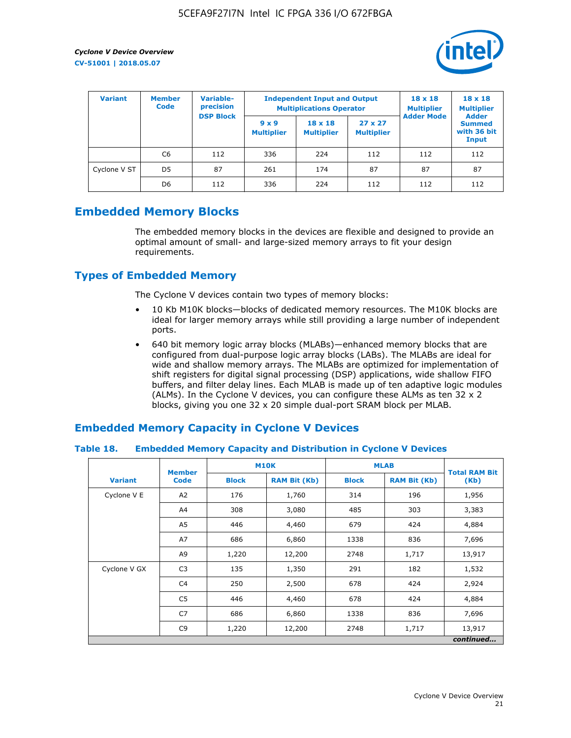| Variant | Member Code | Variable-precision DSP Block | Independent Input and Output Multiplications Operator | | | 18 x 18 Multiplier Adder Mode | 18 x 18 Multiplier Adder Summed with 36 bit Input |
|---|---|---|---|---|---|---|---|
| | | | 9 x 9 Multiplier | 18 x 18 Multiplier | 27 x 27 Multiplier | | |
| | C6 | 112 | 336 | 224 | 112 | 112 | 112 |
| Cyclone V ST | D5 | 87 | 261 | 174 | 87 | 87 | 87 |
| | D6 | 112 | 336 | 224 | 112 | 112 | 112 |

## Embedded Memory Blocks

The embedded memory blocks in the devices are flexible and designed to provide an optimal amount of small- and large-sized memory arrays to fit your design requirements.

## Types of Embedded Memory

The Cyclone V devices contain two types of memory blocks:

- 10 Kb M10K blocks—blocks of dedicated memory resources. The M10K blocks are ideal for larger memory arrays while still providing a large number of independent ports.
- 640 bit memory logic array blocks (MLABs)—enhanced memory blocks that are configured from dual-purpose logic array blocks (LABs). The MLABs are ideal for wide and shallow memory arrays. The MLABs are optimized for implementation of shift registers for digital signal processing (DSP) applications, wide shallow FIFO buffers, and filter delay lines. Each MLAB is made up of ten adaptive logic modules (ALMs). In the Cyclone V devices, you can configure these ALMs as ten 32 x 2 blocks, giving you one 32 x 20 simple dual-port SRAM block per MLAB.

## Embedded Memory Capacity in Cyclone V Devices

### Table 18. Embedded Memory Capacity and Distribution in Cyclone V Devices

| Variant | Member Code | M10K | | MLAB | | Total RAM Bit (Kb) |
|---|---|---|---|---|---|---|
| | | Block | RAM Bit (Kb) | Block | RAM Bit (Kb) | |
| Cyclone V E | A2 | 176 | 1,760 | 314 | 196 | 1,956 |
| | A4 | 308 | 3,080 | 485 | 303 | 3,383 |
| | A5 | 446 | 4,460 | 679 | 424 | 4,884 |
| | A7 | 686 | 6,860 | 1338 | 836 | 7,696 |
| | A9 | 1,220 | 12,200 | 2748 | 1,717 | 13,917 |
| Cyclone V GX | C3 | 135 | 1,350 | 291 | 182 | 1,532 |
| | C4 | 250 | 2,500 | 678 | 424 | 2,924 |
| | C5 | 446 | 4,460 | 678 | 424 | 4,884 |
| | C7 | 686 | 6,860 | 1338 | 836 | 7,696 |
| | C9 | 1,220 | 12,200 | 2748 | 1,717 | 13,917 |

*continued...*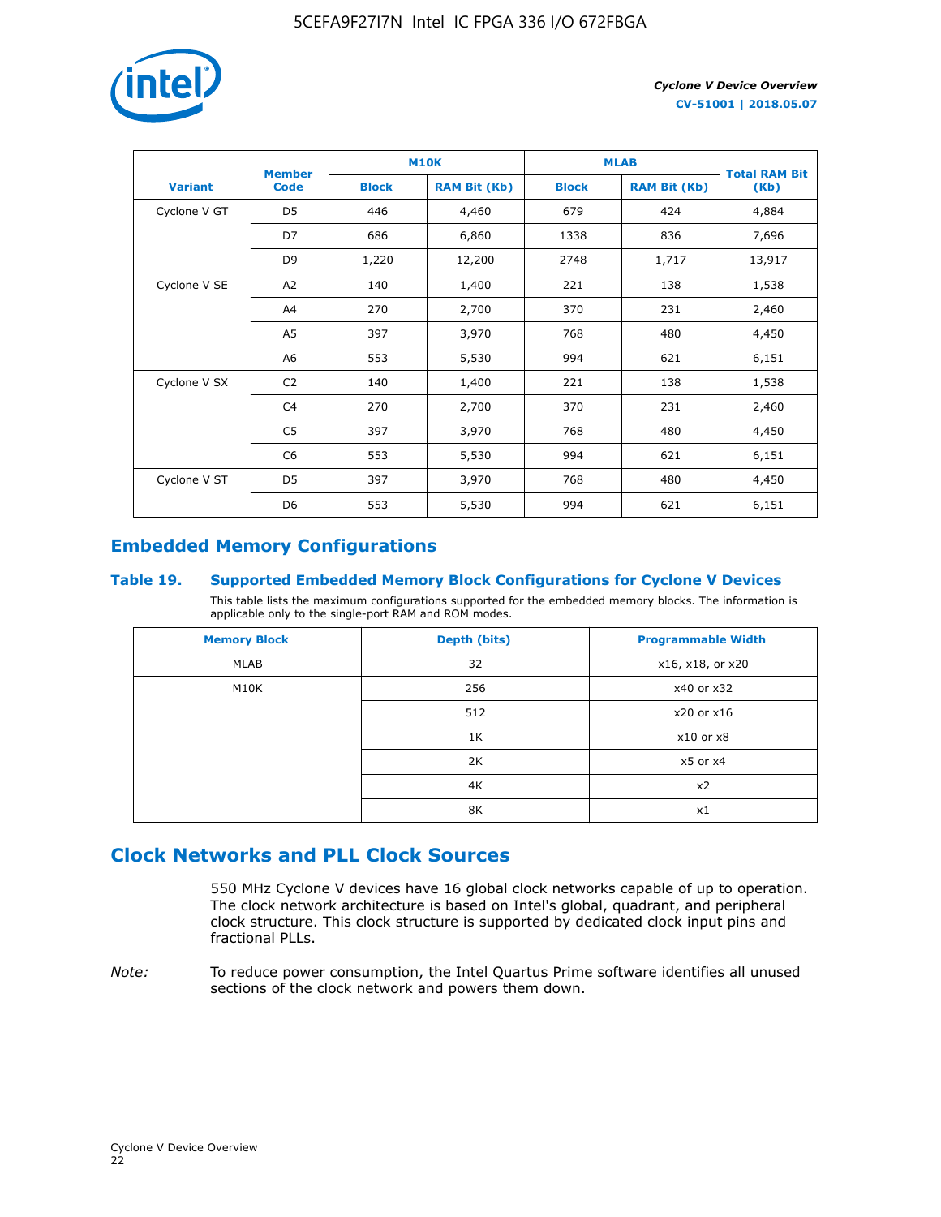| Variant | Member Code | M10K | | MLAB | | Total RAM Bit (Kb) |
|---|---|---|---|---|---|---|
| | | Block | RAM Bit (Kb) | Block | RAM Bit (Kb) | |
| Cyclone V GT | D5 | 446 | 4,460 | 679 | 424 | 4,884 |
| | D7 | 686 | 6,860 | 1338 | 836 | 7,696 |
| | D9 | 1,220 | 12,200 | 2748 | 1,717 | 13,917 |
| Cyclone V SE | A2 | 140 | 1,400 | 221 | 138 | 1,538 |
| | A4 | 270 | 2,700 | 370 | 231 | 2,460 |
| | A5 | 397 | 3,970 | 768 | 480 | 4,450 |
| | A6 | 553 | 5,530 | 994 | 621 | 6,151 |
| Cyclone V SX | C2 | 140 | 1,400 | 221 | 138 | 1,538 |
| | C4 | 270 | 2,700 | 370 | 231 | 2,460 |
| | C5 | 397 | 3,970 | 768 | 480 | 4,450 |
| | C6 | 553 | 5,530 | 994 | 621 | 6,151 |
| Cyclone V ST | D5 | 397 | 3,970 | 768 | 480 | 4,450 |
| | D6 | 553 | 5,530 | 994 | 621 | 6,151 |

## Embedded Memory Configurations

### Table 19. Supported Embedded Memory Block Configurations for Cyclone V Devices

This table lists the maximum configurations supported for the embedded memory blocks. The information is applicable only to the single-port RAM and ROM modes.

| Memory Block | Depth (bits) | Programmable Width |
|---|---|---|
| MLAB | 32 | x16, x18, or x20 |
| M10K | 256 | x40 or x32 |
| | 512 | x20 or x16 |
| | 1K | x10 or x8 |
| | 2K | x5 or x4 |
| | 4K | x2 |
| | 8K | x1 |

## Clock Networks and PLL Clock Sources

550 MHz Cyclone V devices have 16 global clock networks capable of up to operation. The clock network architecture is based on Intel's global, quadrant, and peripheral clock structure. This clock structure is supported by dedicated clock input pins and fractional PLLs.

*Note:* To reduce power consumption, the Intel Quartus Prime software identifies all unused sections of the clock network and powers them down.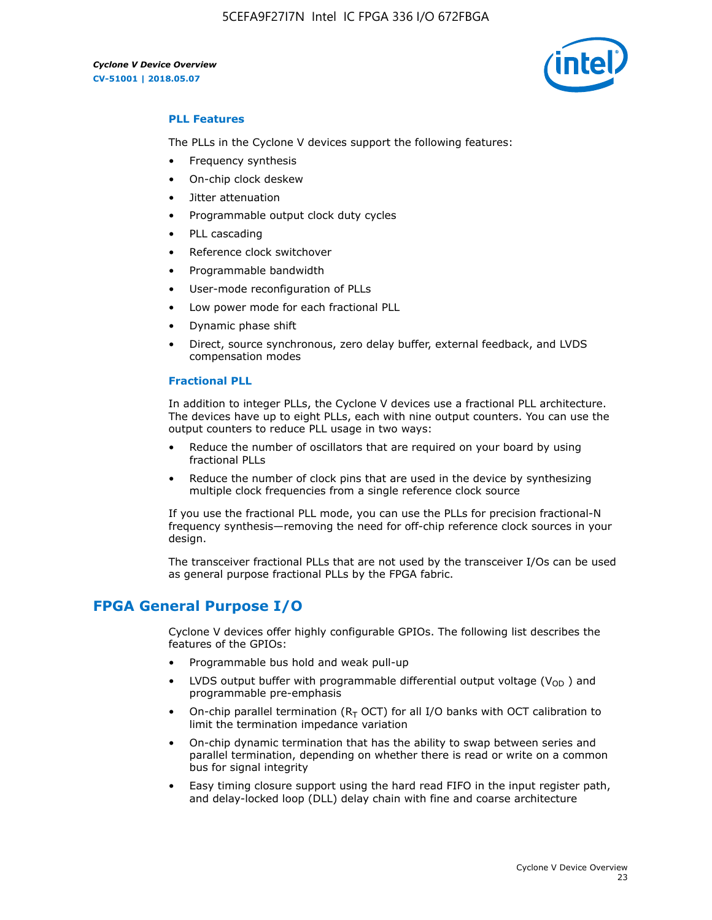### PLL Features

The PLLs in the Cyclone V devices support the following features:

- Frequency synthesis
- On-chip clock deskew
- Jitter attenuation
- Programmable output clock duty cycles
- PLL cascading
- Reference clock switchover
- Programmable bandwidth
- User-mode reconfiguration of PLLs
- Low power mode for each fractional PLL
- Dynamic phase shift
- Direct, source synchronous, zero delay buffer, external feedback, and LVDS compensation modes

### Fractional PLL

In addition to integer PLLs, the Cyclone V devices use a fractional PLL architecture. The devices have up to eight PLLs, each with nine output counters. You can use the output counters to reduce PLL usage in two ways:

- Reduce the number of oscillators that are required on your board by using fractional PLLs
- Reduce the number of clock pins that are used in the device by synthesizing multiple clock frequencies from a single reference clock source

If you use the fractional PLL mode, you can use the PLLs for precision fractional-N frequency synthesis—removing the need for off-chip reference clock sources in your design.

The transceiver fractional PLLs that are not used by the transceiver I/Os can be used as general purpose fractional PLLs by the FPGA fabric.

## FPGA General Purpose I/O

Cyclone V devices offer highly configurable GPIOs. The following list describes the features of the GPIOs:

- Programmable bus hold and weak pull-up
- LVDS output buffer with programmable differential output voltage ($V_{OD}$) and programmable pre-emphasis
- On-chip parallel termination ($R_T$ OCT) for all I/O banks with OCT calibration to limit the termination impedance variation
- On-chip dynamic termination that has the ability to swap between series and parallel termination, depending on whether there is read or write on a common bus for signal integrity
- Easy timing closure support using the hard read FIFO in the input register path, and delay-locked loop (DLL) delay chain with fine and coarse architecture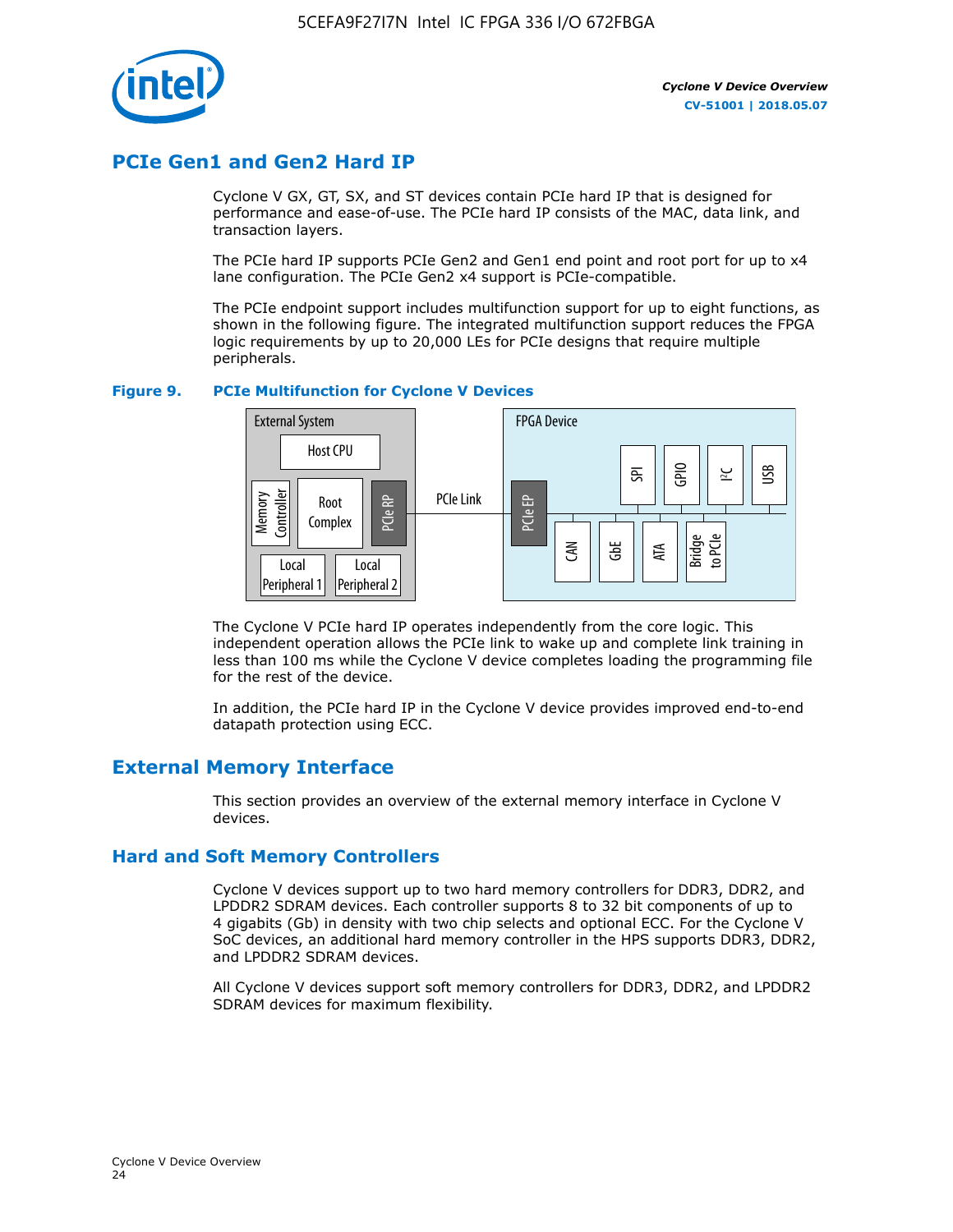## PCIe Gen1 and Gen2 Hard IP

Cyclone V GX, GT, SX, and ST devices contain PCIe hard IP that is designed for performance and ease-of-use. The PCIe hard IP consists of the MAC, data link, and transaction layers.

The PCIe hard IP supports PCIe Gen2 and Gen1 end point and root port for up to x4 lane configuration. The PCIe Gen2 x4 support is PCIe-compatible.

The PCIe endpoint support includes multifunction support for up to eight functions, as shown in the following figure. The integrated multifunction support reduces the FPGA logic requirements by up to 20,000 LEs for PCIe designs that require multiple peripherals.

**Figure 9. PCIe Multifunction for Cyclone V Devices**

External System: Host CPU, Memory Controller, Root Complex, PCIe RP, Local Peripheral 1, Local Peripheral 2 — PCIe Link — FPGA Device: PCIe EP, SPI, GPIO, I²C, USB, CAN, GbE, ATA, Bridge to PCIe

The Cyclone V PCIe hard IP operates independently from the core logic. This independent operation allows the PCIe link to wake up and complete link training in less than 100 ms while the Cyclone V device completes loading the programming file for the rest of the device.

In addition, the PCIe hard IP in the Cyclone V device provides improved end-to-end datapath protection using ECC.

## External Memory Interface

This section provides an overview of the external memory interface in Cyclone V devices.

### Hard and Soft Memory Controllers

Cyclone V devices support up to two hard memory controllers for DDR3, DDR2, and LPDDR2 SDRAM devices. Each controller supports 8 to 32 bit components of up to 4 gigabits (Gb) in density with two chip selects and optional ECC. For the Cyclone V SoC devices, an additional hard memory controller in the HPS supports DDR3, DDR2, and LPDDR2 SDRAM devices.

All Cyclone V devices support soft memory controllers for DDR3, DDR2, and LPDDR2 SDRAM devices for maximum flexibility.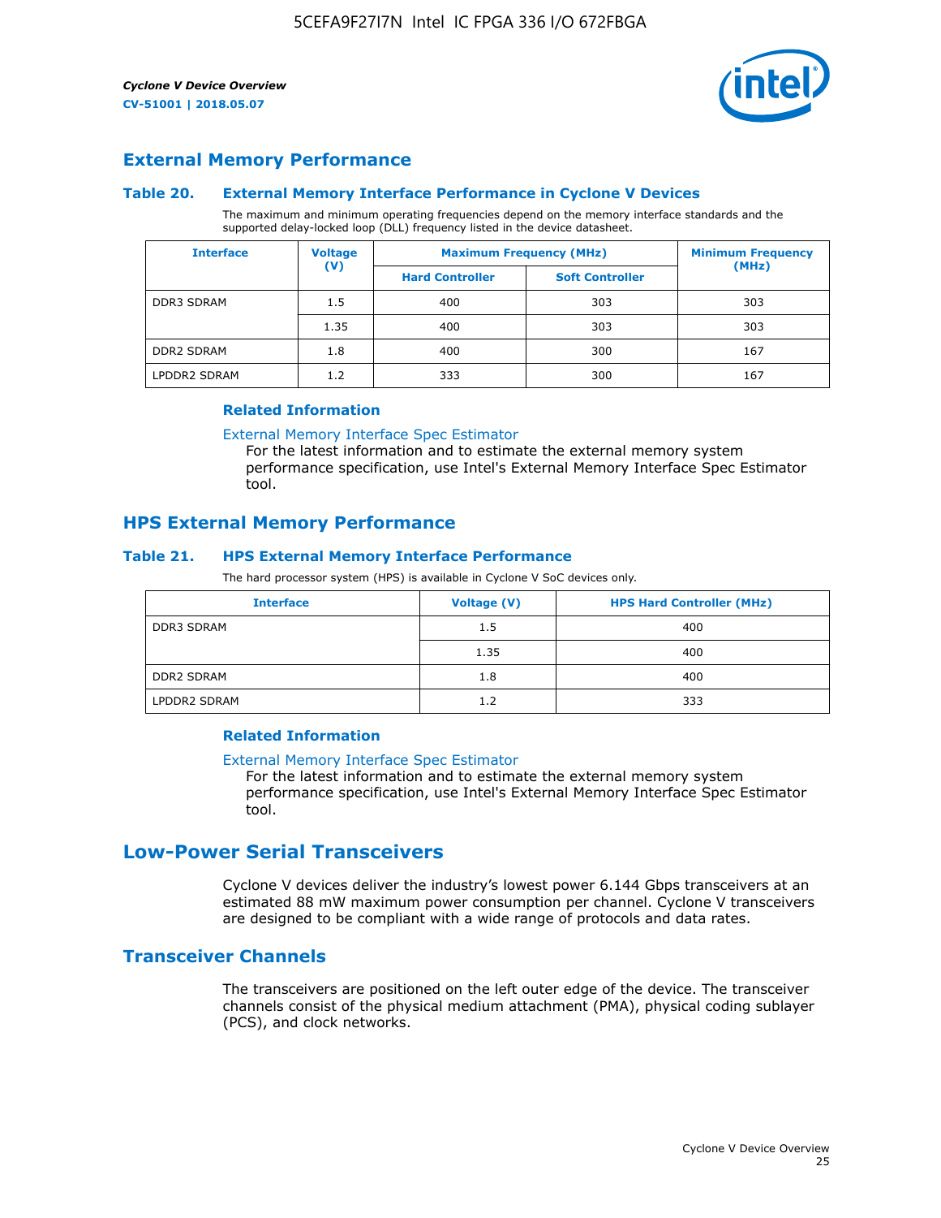## External Memory Performance

### Table 20. External Memory Interface Performance in Cyclone V Devices

The maximum and minimum operating frequencies depend on the memory interface standards and the supported delay-locked loop (DLL) frequency listed in the device datasheet.

| Interface | Voltage (V) | Maximum Frequency (MHz) | | Minimum Frequency (MHz) |
|---|---|---|---|---|
| | | Hard Controller | Soft Controller | |
| DDR3 SDRAM | 1.5 | 400 | 303 | 303 |
| | 1.35 | 400 | 303 | 303 |
| DDR2 SDRAM | 1.8 | 400 | 300 | 167 |
| LPDDR2 SDRAM | 1.2 | 333 | 300 | 167 |

#### Related Information

External Memory Interface Spec Estimator

For the latest information and to estimate the external memory system performance specification, use Intel's External Memory Interface Spec Estimator tool.

## HPS External Memory Performance

### Table 21. HPS External Memory Interface Performance

The hard processor system (HPS) is available in Cyclone V SoC devices only.

| Interface | Voltage (V) | HPS Hard Controller (MHz) |
|---|---|---|
| DDR3 SDRAM | 1.5 | 400 |
| | 1.35 | 400 |
| DDR2 SDRAM | 1.8 | 400 |
| LPDDR2 SDRAM | 1.2 | 333 |

#### Related Information

External Memory Interface Spec Estimator

For the latest information and to estimate the external memory system performance specification, use Intel's External Memory Interface Spec Estimator tool.

# Low-Power Serial Transceivers

Cyclone V devices deliver the industry's lowest power 6.144 Gbps transceivers at an estimated 88 mW maximum power consumption per channel. Cyclone V transceivers are designed to be compliant with a wide range of protocols and data rates.

## Transceiver Channels

The transceivers are positioned on the left outer edge of the device. The transceiver channels consist of the physical medium attachment (PMA), physical coding sublayer (PCS), and clock networks.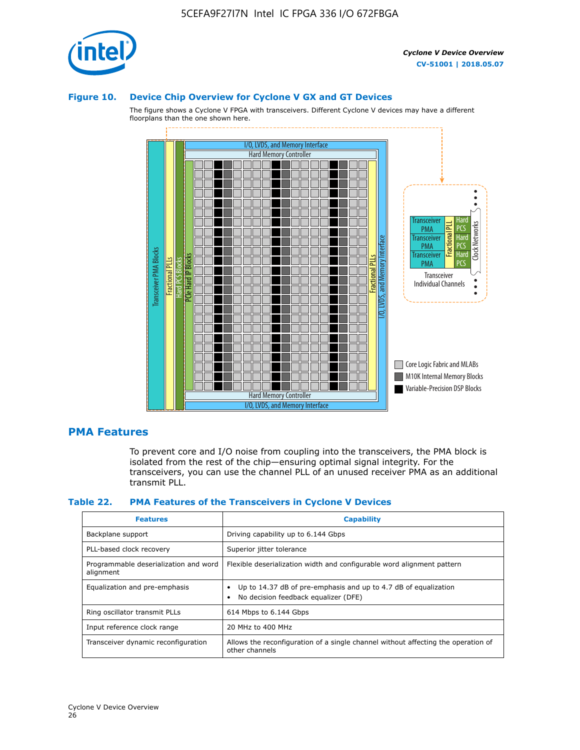**Figure 10. Device Chip Overview for Cyclone V GX and GT Devices**

The figure shows a Cyclone V FPGA with transceivers. Different Cyclone V devices may have a different floorplans than the one shown here.

## PMA Features

To prevent core and I/O noise from coupling into the transceivers, the PMA block is isolated from the rest of the chip—ensuring optimal signal integrity. For the transceivers, you can use the channel PLL of an unused receiver PMA as an additional transmit PLL.

**Table 22. PMA Features of the Transceivers in Cyclone V Devices**

| Features | Capability |
| --- | --- |
| Backplane support | Driving capability up to 6.144 Gbps |
| PLL-based clock recovery | Superior jitter tolerance |
| Programmable deserialization and word alignment | Flexible deserialization width and configurable word alignment pattern |
| Equalization and pre-emphasis | • Up to 14.37 dB of pre-emphasis and up to 4.7 dB of equalization<br>• No decision feedback equalizer (DFE) |
| Ring oscillator transmit PLLs | 614 Mbps to 6.144 Gbps |
| Input reference clock range | 20 MHz to 400 MHz |
| Transceiver dynamic reconfiguration | Allows the reconfiguration of a single channel without affecting the operation of other channels |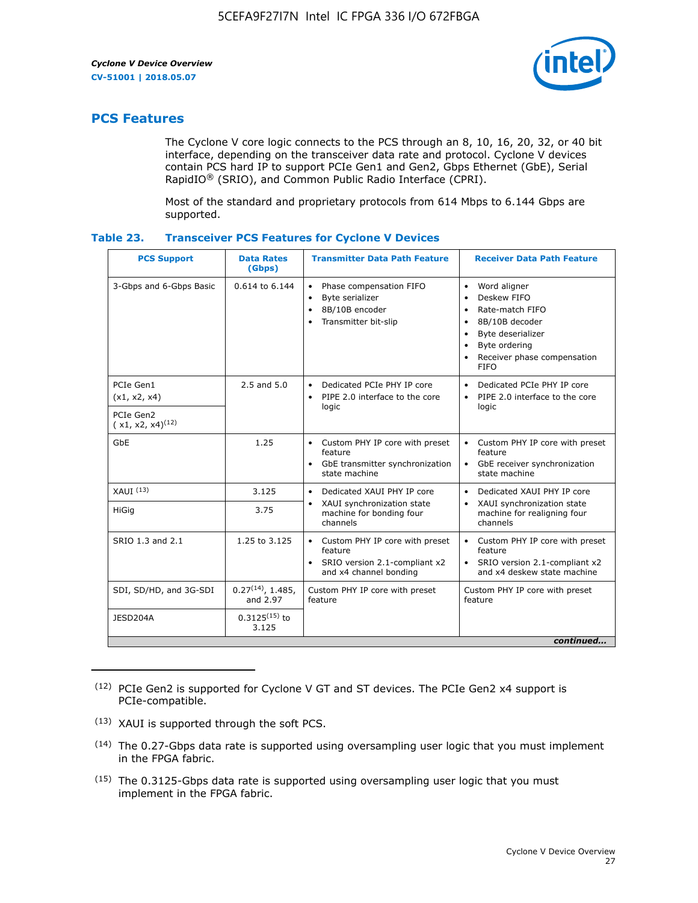## PCS Features

The Cyclone V core logic connects to the PCS through an 8, 10, 16, 20, 32, or 40 bit interface, depending on the transceiver data rate and protocol. Cyclone V devices contain PCS hard IP to support PCIe Gen1 and Gen2, Gbps Ethernet (GbE), Serial RapidIO® (SRIO), and Common Public Radio Interface (CPRI).

Most of the standard and proprietary protocols from 614 Mbps to 6.144 Gbps are supported.

### Table 23. Transceiver PCS Features for Cyclone V Devices

| PCS Support | Data Rates (Gbps) | Transmitter Data Path Feature | Receiver Data Path Feature |
|---|---|---|---|
| 3-Gbps and 6-Gbps Basic | 0.614 to 6.144 | • Phase compensation FIFO<br>• Byte serializer<br>• 8B/10B encoder<br>• Transmitter bit-slip | • Word aligner<br>• Deskew FIFO<br>• Rate-match FIFO<br>• 8B/10B decoder<br>• Byte deserializer<br>• Byte ordering<br>• Receiver phase compensation FIFO |
| PCIe Gen1 (x1, x2, x4) | 2.5 and 5.0 | • Dedicated PCIe PHY IP core<br>• PIPE 2.0 interface to the core logic | • Dedicated PCIe PHY IP core<br>• PIPE 2.0 interface to the core logic |
| PCIe Gen2 ( x1, x2, x4)(12) | | | |
| GbE | 1.25 | • Custom PHY IP core with preset feature<br>• GbE transmitter synchronization state machine | • Custom PHY IP core with preset feature<br>• GbE receiver synchronization state machine |
| XAUI (13) | 3.125 | • Dedicated XAUI PHY IP core<br>• XAUI synchronization state machine for bonding four channels | • Dedicated XAUI PHY IP core<br>• XAUI synchronization state machine for realigning four channels |
| HiGig | 3.75 | | |
| SRIO 1.3 and 2.1 | 1.25 to 3.125 | • Custom PHY IP core with preset feature<br>• SRIO version 2.1-compliant x2 and x4 channel bonding | • Custom PHY IP core with preset feature<br>• SRIO version 2.1-compliant x2 and x4 deskew state machine |
| SDI, SD/HD, and 3G-SDI | 0.27(14), 1.485, and 2.97 | Custom PHY IP core with preset feature | Custom PHY IP core with preset feature |
| JESD204A | 0.3125(15) to 3.125 | | |

*continued...*

(12) PCIe Gen2 is supported for Cyclone V GT and ST devices. The PCIe Gen2 x4 support is PCIe-compatible.

(13) XAUI is supported through the soft PCS.

(14) The 0.27-Gbps data rate is supported using oversampling user logic that you must implement in the FPGA fabric.

(15) The 0.3125-Gbps data rate is supported using oversampling user logic that you must implement in the FPGA fabric.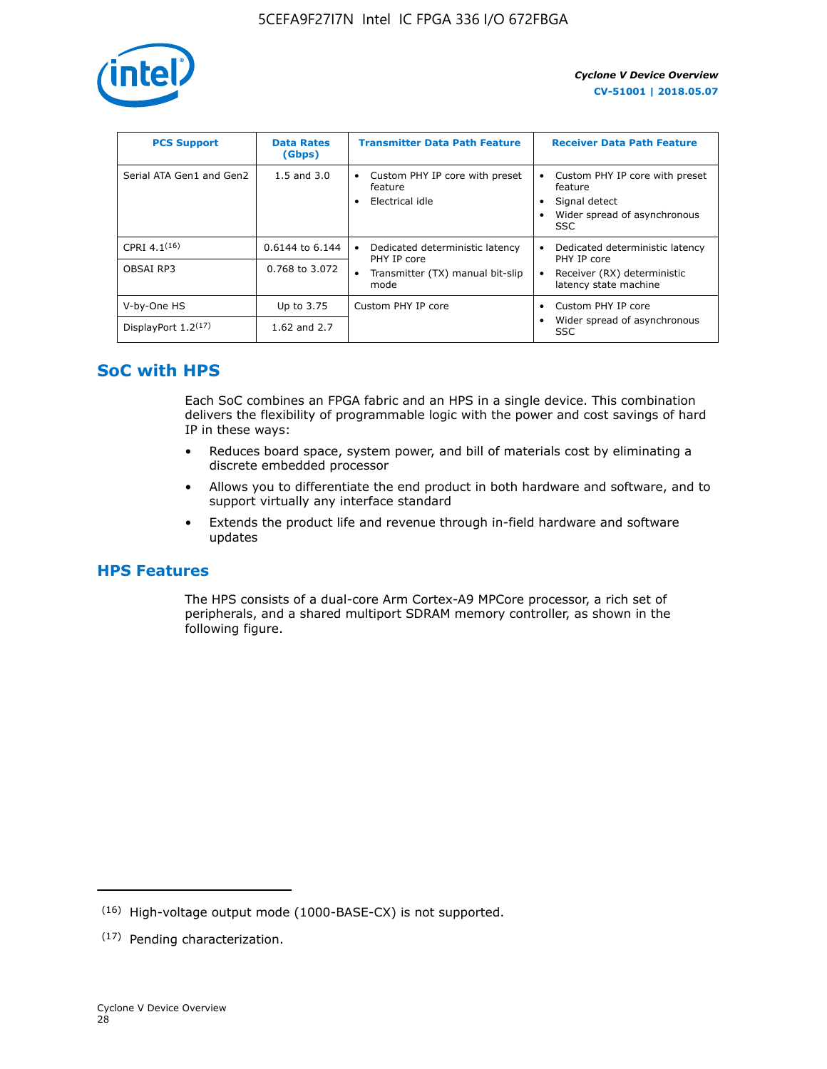| PCS Support | Data Rates (Gbps) | Transmitter Data Path Feature | Receiver Data Path Feature |
| --- | --- | --- | --- |
| Serial ATA Gen1 and Gen2 | 1.5 and 3.0 | • Custom PHY IP core with preset feature<br>• Electrical idle | • Custom PHY IP core with preset feature<br>• Signal detect<br>• Wider spread of asynchronous SSC |
| CPRI 4.1[16] | 0.6144 to 6.144 | • Dedicated deterministic latency PHY IP core<br>• Transmitter (TX) manual bit-slip mode | • Dedicated deterministic latency PHY IP core<br>• Receiver (RX) deterministic latency state machine |
| OBSAI RP3 | 0.768 to 3.072 | | |
| V-by-One HS | Up to 3.75 | Custom PHY IP core | • Custom PHY IP core<br>• Wider spread of asynchronous SSC |
| DisplayPort 1.2[17] | 1.62 and 2.7 | | |

## SoC with HPS

Each SoC combines an FPGA fabric and an HPS in a single device. This combination delivers the flexibility of programmable logic with the power and cost savings of hard IP in these ways:

- Reduces board space, system power, and bill of materials cost by eliminating a discrete embedded processor
- Allows you to differentiate the end product in both hardware and software, and to support virtually any interface standard
- Extends the product life and revenue through in-field hardware and software updates

## HPS Features

The HPS consists of a dual-core Arm Cortex-A9 MPCore processor, a rich set of peripherals, and a shared multiport SDRAM memory controller, as shown in the following figure.

---

(16) High-voltage output mode (1000-BASE-CX) is not supported.

(17) Pending characterization.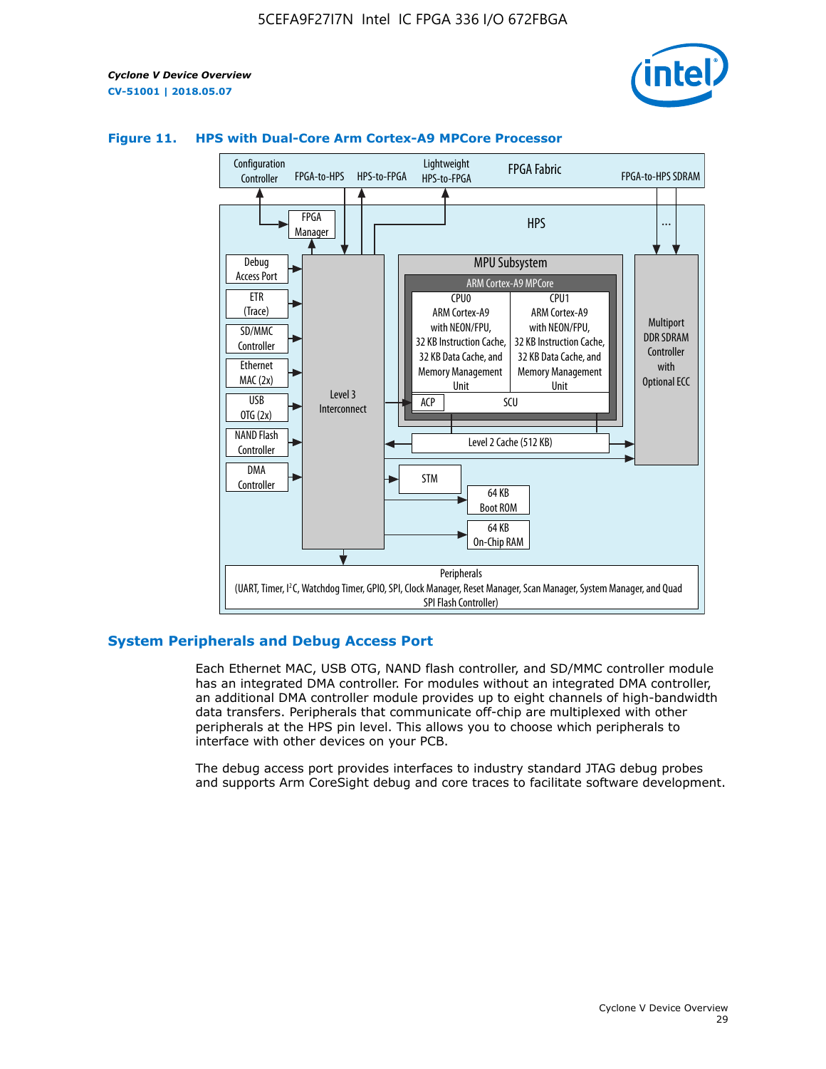**Figure 11. HPS with Dual-Core Arm Cortex-A9 MPCore Processor**

Configuration Controller | FPGA-to-HPS | HPS-to-FPGA | Lightweight HPS-to-FPGA | FPGA Fabric | FPGA-to-HPS SDRAM

HPS

FPGA Manager

Debug Access Port

ETR (Trace)

SD/MMC Controller

Ethernet MAC (2x)

USB OTG (2x)

NAND Flash Controller

DMA Controller

Level 3 Interconnect

MPU Subsystem

ARM Cortex-A9 MPCore

CPU0: ARM Cortex-A9 with NEON/FPU, 32 KB Instruction Cache, 32 KB Data Cache, and Memory Management Unit

CPU1: ARM Cortex-A9 with NEON/FPU, 32 KB Instruction Cache, 32 KB Data Cache, and Memory Management Unit

ACP | SCU

Level 2 Cache (512 KB)

Multiport DDR SDRAM Controller with Optional ECC

STM

64 KB Boot ROM

64 KB On-Chip RAM

Peripherals (UART, Timer, I²C, Watchdog Timer, GPIO, SPI, Clock Manager, Reset Manager, Scan Manager, System Manager, and Quad SPI Flash Controller)

## System Peripherals and Debug Access Port

Each Ethernet MAC, USB OTG, NAND flash controller, and SD/MMC controller module has an integrated DMA controller. For modules without an integrated DMA controller, an additional DMA controller module provides up to eight channels of high-bandwidth data transfers. Peripherals that communicate off-chip are multiplexed with other peripherals at the HPS pin level. This allows you to choose which peripherals to interface with other devices on your PCB.

The debug access port provides interfaces to industry standard JTAG debug probes and supports Arm CoreSight debug and core traces to facilitate software development.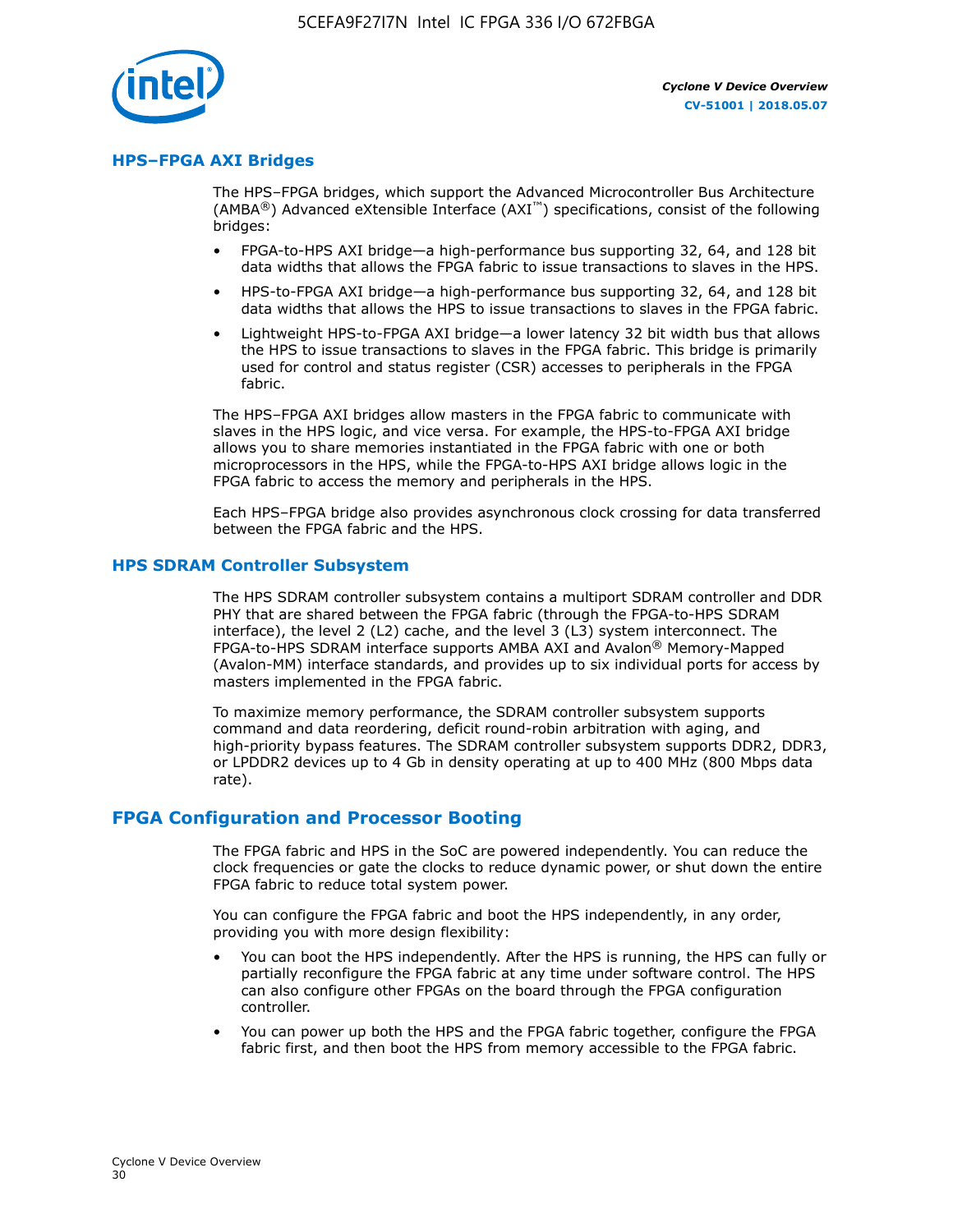## HPS–FPGA AXI Bridges

The HPS–FPGA bridges, which support the Advanced Microcontroller Bus Architecture (AMBA®) Advanced eXtensible Interface (AXI™) specifications, consist of the following bridges:

- FPGA-to-HPS AXI bridge—a high-performance bus supporting 32, 64, and 128 bit data widths that allows the FPGA fabric to issue transactions to slaves in the HPS.
- HPS-to-FPGA AXI bridge—a high-performance bus supporting 32, 64, and 128 bit data widths that allows the HPS to issue transactions to slaves in the FPGA fabric.
- Lightweight HPS-to-FPGA AXI bridge—a lower latency 32 bit width bus that allows the HPS to issue transactions to slaves in the FPGA fabric. This bridge is primarily used for control and status register (CSR) accesses to peripherals in the FPGA fabric.

The HPS–FPGA AXI bridges allow masters in the FPGA fabric to communicate with slaves in the HPS logic, and vice versa. For example, the HPS-to-FPGA AXI bridge allows you to share memories instantiated in the FPGA fabric with one or both microprocessors in the HPS, while the FPGA-to-HPS AXI bridge allows logic in the FPGA fabric to access the memory and peripherals in the HPS.

Each HPS–FPGA bridge also provides asynchronous clock crossing for data transferred between the FPGA fabric and the HPS.

## HPS SDRAM Controller Subsystem

The HPS SDRAM controller subsystem contains a multiport SDRAM controller and DDR PHY that are shared between the FPGA fabric (through the FPGA-to-HPS SDRAM interface), the level 2 (L2) cache, and the level 3 (L3) system interconnect. The FPGA-to-HPS SDRAM interface supports AMBA AXI and Avalon® Memory-Mapped (Avalon-MM) interface standards, and provides up to six individual ports for access by masters implemented in the FPGA fabric.

To maximize memory performance, the SDRAM controller subsystem supports command and data reordering, deficit round-robin arbitration with aging, and high-priority bypass features. The SDRAM controller subsystem supports DDR2, DDR3, or LPDDR2 devices up to 4 Gb in density operating at up to 400 MHz (800 Mbps data rate).

# FPGA Configuration and Processor Booting

The FPGA fabric and HPS in the SoC are powered independently. You can reduce the clock frequencies or gate the clocks to reduce dynamic power, or shut down the entire FPGA fabric to reduce total system power.

You can configure the FPGA fabric and boot the HPS independently, in any order, providing you with more design flexibility:

- You can boot the HPS independently. After the HPS is running, the HPS can fully or partially reconfigure the FPGA fabric at any time under software control. The HPS can also configure other FPGAs on the board through the FPGA configuration controller.
- You can power up both the HPS and the FPGA fabric together, configure the FPGA fabric first, and then boot the HPS from memory accessible to the FPGA fabric.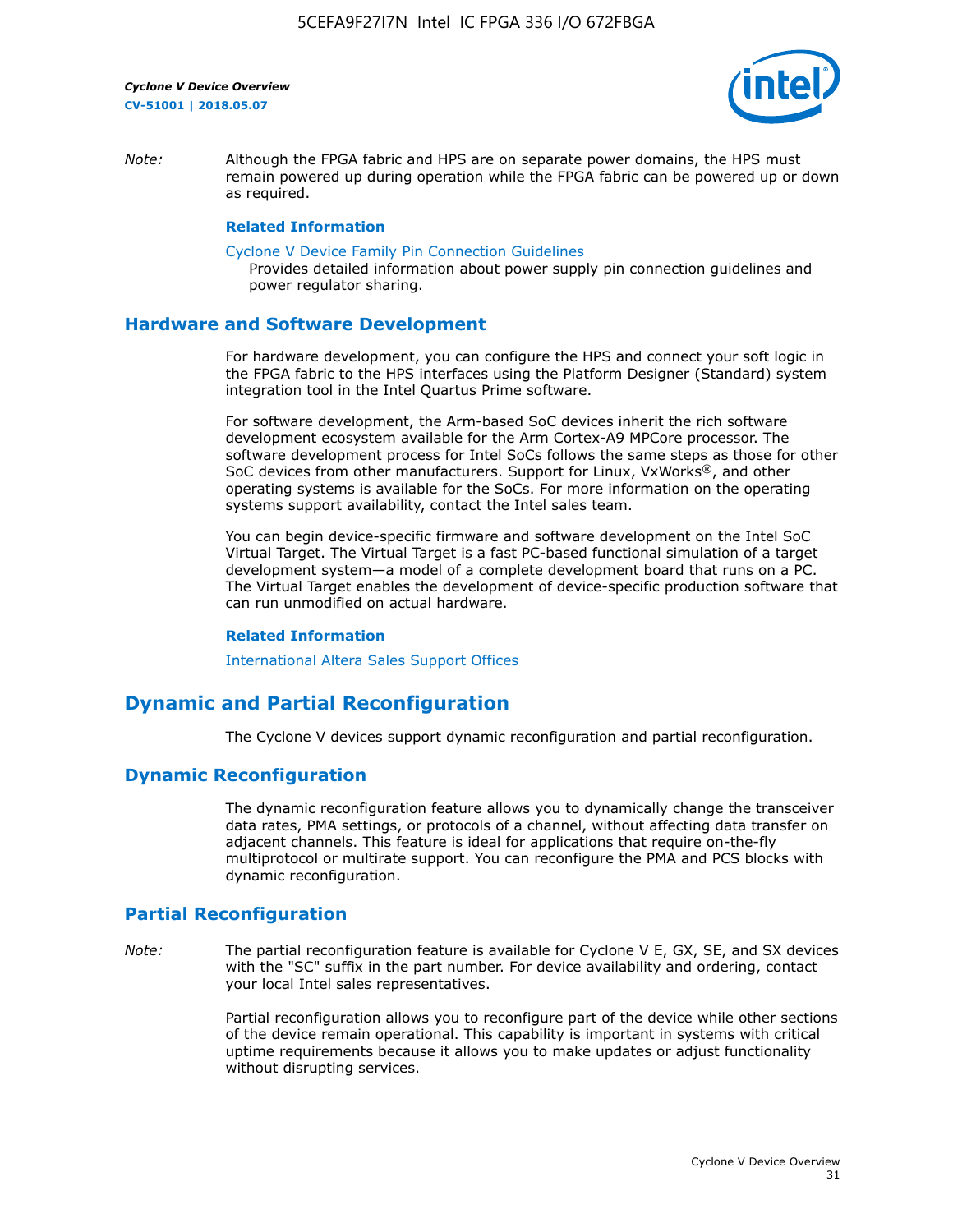*Note:* Although the FPGA fabric and HPS are on separate power domains, the HPS must remain powered up during operation while the FPGA fabric can be powered up or down as required.

**Related Information**

Cyclone V Device Family Pin Connection Guidelines
Provides detailed information about power supply pin connection guidelines and power regulator sharing.

## Hardware and Software Development

For hardware development, you can configure the HPS and connect your soft logic in the FPGA fabric to the HPS interfaces using the Platform Designer (Standard) system integration tool in the Intel Quartus Prime software.

For software development, the Arm-based SoC devices inherit the rich software development ecosystem available for the Arm Cortex-A9 MPCore processor. The software development process for Intel SoCs follows the same steps as those for other SoC devices from other manufacturers. Support for Linux, VxWorks®, and other operating systems is available for the SoCs. For more information on the operating systems support availability, contact the Intel sales team.

You can begin device-specific firmware and software development on the Intel SoC Virtual Target. The Virtual Target is a fast PC-based functional simulation of a target development system—a model of a complete development board that runs on a PC. The Virtual Target enables the development of device-specific production software that can run unmodified on actual hardware.

**Related Information**

International Altera Sales Support Offices

# Dynamic and Partial Reconfiguration

The Cyclone V devices support dynamic reconfiguration and partial reconfiguration.

## Dynamic Reconfiguration

The dynamic reconfiguration feature allows you to dynamically change the transceiver data rates, PMA settings, or protocols of a channel, without affecting data transfer on adjacent channels. This feature is ideal for applications that require on-the-fly multiprotocol or multirate support. You can reconfigure the PMA and PCS blocks with dynamic reconfiguration.

## Partial Reconfiguration

*Note:* The partial reconfiguration feature is available for Cyclone V E, GX, SE, and SX devices with the "SC" suffix in the part number. For device availability and ordering, contact your local Intel sales representatives.

Partial reconfiguration allows you to reconfigure part of the device while other sections of the device remain operational. This capability is important in systems with critical uptime requirements because it allows you to make updates or adjust functionality without disrupting services.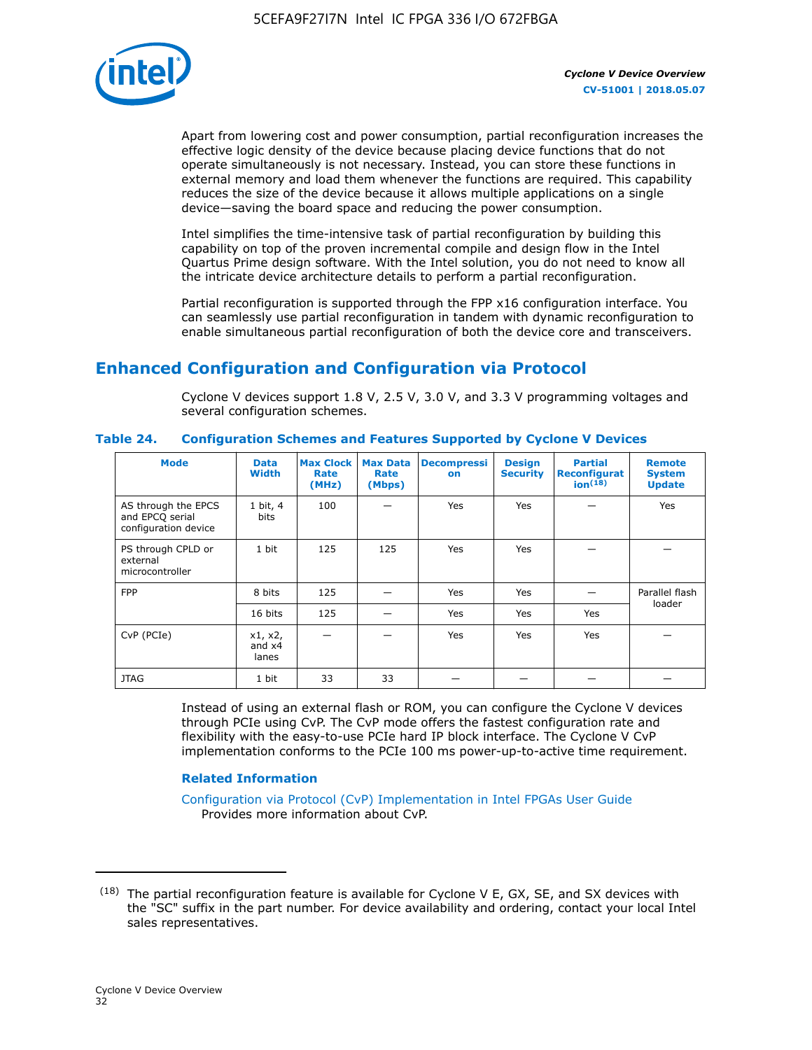Apart from lowering cost and power consumption, partial reconfiguration increases the effective logic density of the device because placing device functions that do not operate simultaneously is not necessary. Instead, you can store these functions in external memory and load them whenever the functions are required. This capability reduces the size of the device because it allows multiple applications on a single device—saving the board space and reducing the power consumption.

Intel simplifies the time-intensive task of partial reconfiguration by building this capability on top of the proven incremental compile and design flow in the Intel Quartus Prime design software. With the Intel solution, you do not need to know all the intricate device architecture details to perform a partial reconfiguration.

Partial reconfiguration is supported through the FPP x16 configuration interface. You can seamlessly use partial reconfiguration in tandem with dynamic reconfiguration to enable simultaneous partial reconfiguration of both the device core and transceivers.

## Enhanced Configuration and Configuration via Protocol

Cyclone V devices support 1.8 V, 2.5 V, 3.0 V, and 3.3 V programming voltages and several configuration schemes.

**Table 24. Configuration Schemes and Features Supported by Cyclone V Devices**

| Mode | Data Width | Max Clock Rate (MHz) | Max Data Rate (Mbps) | Decompression | Design Security | Partial Reconfiguration[18] | Remote System Update |
|---|---|---|---|---|---|---|---|
| AS through the EPCS and EPCQ serial configuration device | 1 bit, 4 bits | 100 | — | Yes | Yes | — | Yes |
| PS through CPLD or external microcontroller | 1 bit | 125 | 125 | Yes | Yes | — | — |
| FPP | 8 bits | 125 | — | Yes | Yes | — | Parallel flash loader |
| | 16 bits | 125 | — | Yes | Yes | Yes | |
| CvP (PCIe) | x1, x2, and x4 lanes | — | — | Yes | Yes | Yes | — |
| JTAG | 1 bit | 33 | 33 | — | — | — | — |

Instead of using an external flash or ROM, you can configure the Cyclone V devices through PCIe using CvP. The CvP mode offers the fastest configuration rate and flexibility with the easy-to-use PCIe hard IP block interface. The Cyclone V CvP implementation conforms to the PCIe 100 ms power-up-to-active time requirement.

### Related Information

Configuration via Protocol (CvP) Implementation in Intel FPGAs User Guide
Provides more information about CvP.

---

(18) The partial reconfiguration feature is available for Cyclone V E, GX, SE, and SX devices with the "SC" suffix in the part number. For device availability and ordering, contact your local Intel sales representatives.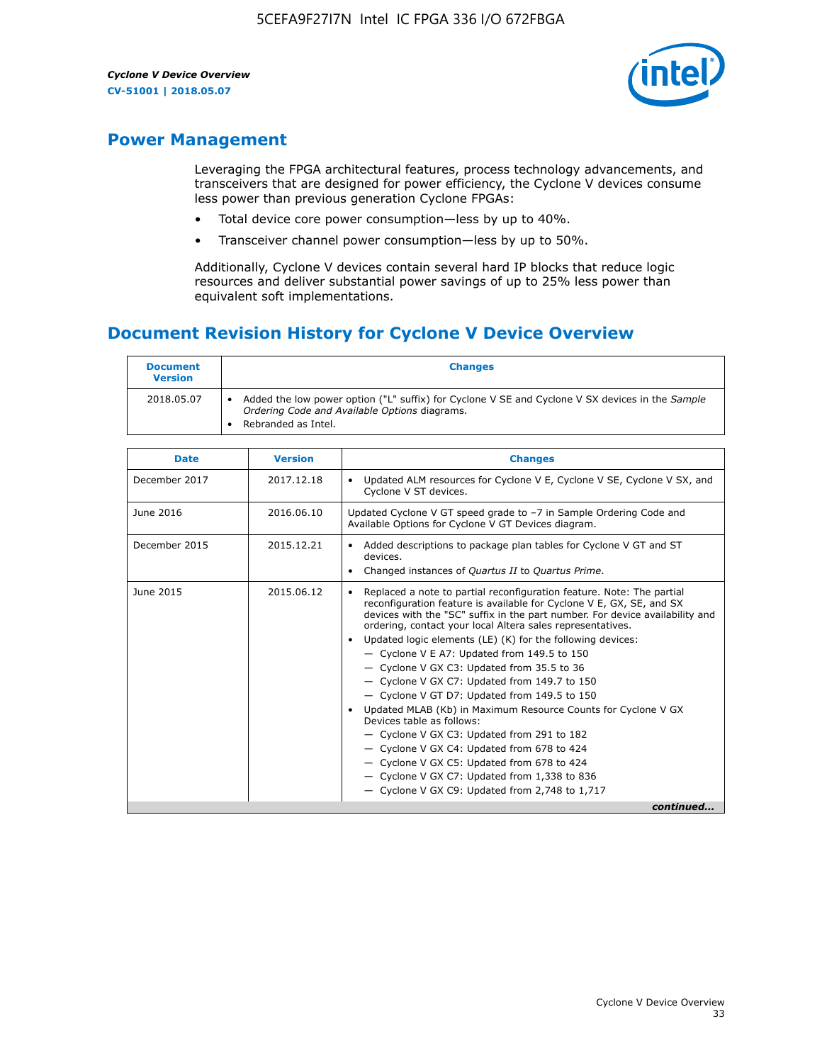## Power Management

Leveraging the FPGA architectural features, process technology advancements, and transceivers that are designed for power efficiency, the Cyclone V devices consume less power than previous generation Cyclone FPGAs:

- Total device core power consumption—less by up to 40%.
- Transceiver channel power consumption—less by up to 50%.

Additionally, Cyclone V devices contain several hard IP blocks that reduce logic resources and deliver substantial power savings of up to 25% less power than equivalent soft implementations.

## Document Revision History for Cyclone V Device Overview

| Document Version | Changes |
| --- | --- |
| 2018.05.07 | • Added the low power option ("L" suffix) for Cyclone V SE and Cyclone V SX devices in the *Sample Ordering Code and Available Options* diagrams.<br>• Rebranded as Intel. |

| Date | Version | Changes |
| --- | --- | --- |
| December 2017 | 2017.12.18 | • Updated ALM resources for Cyclone V E, Cyclone V SE, Cyclone V SX, and Cyclone V ST devices. |
| June 2016 | 2016.06.10 | Updated Cyclone V GT speed grade to –7 in Sample Ordering Code and Available Options for Cyclone V GT Devices diagram. |
| December 2015 | 2015.12.21 | • Added descriptions to package plan tables for Cyclone V GT and ST devices.<br>• Changed instances of *Quartus II* to *Quartus Prime*. |
| June 2015 | 2015.06.12 | • Replaced a note to partial reconfiguration feature. Note: The partial reconfiguration feature is available for Cyclone V E, GX, SE, and SX devices with the "SC" suffix in the part number. For device availability and ordering, contact your local Altera sales representatives.<br>• Updated logic elements (LE) (K) for the following devices:<br>— Cyclone V E A7: Updated from 149.5 to 150<br>— Cyclone V GX C3: Updated from 35.5 to 36<br>— Cyclone V GX C7: Updated from 149.7 to 150<br>— Cyclone V GT D7: Updated from 149.5 to 150<br>• Updated MLAB (Kb) in Maximum Resource Counts for Cyclone V GX Devices table as follows:<br>— Cyclone V GX C3: Updated from 291 to 182<br>— Cyclone V GX C4: Updated from 678 to 424<br>— Cyclone V GX C5: Updated from 678 to 424<br>— Cyclone V GX C7: Updated from 1,338 to 836<br>— Cyclone V GX C9: Updated from 2,748 to 1,717 |

*continued...*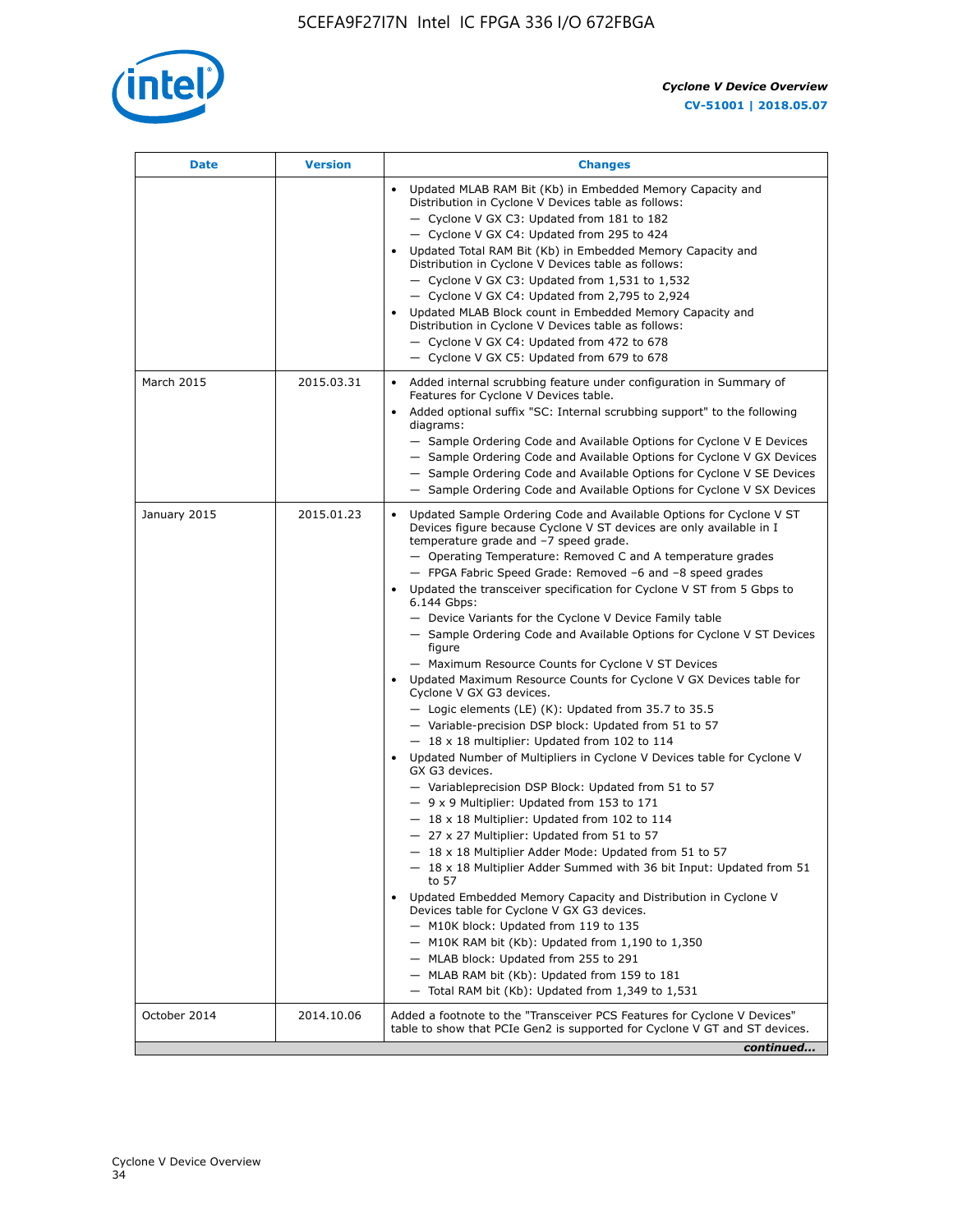| Date | Version | Changes |
|---|---|---|
| | | • Updated MLAB RAM Bit (Kb) in Embedded Memory Capacity and Distribution in Cyclone V Devices table as follows:<br>— Cyclone V GX C3: Updated from 181 to 182<br>— Cyclone V GX C4: Updated from 295 to 424<br>• Updated Total RAM Bit (Kb) in Embedded Memory Capacity and Distribution in Cyclone V Devices table as follows:<br>— Cyclone V GX C3: Updated from 1,531 to 1,532<br>— Cyclone V GX C4: Updated from 2,795 to 2,924<br>• Updated MLAB Block count in Embedded Memory Capacity and Distribution in Cyclone V Devices table as follows:<br>— Cyclone V GX C4: Updated from 472 to 678<br>— Cyclone V GX C5: Updated from 679 to 678 |
| March 2015 | 2015.03.31 | • Added internal scrubbing feature under configuration in Summary of Features for Cyclone V Devices table.<br>• Added optional suffix "SC: Internal scrubbing support" to the following diagrams:<br>— Sample Ordering Code and Available Options for Cyclone V E Devices<br>— Sample Ordering Code and Available Options for Cyclone V GX Devices<br>— Sample Ordering Code and Available Options for Cyclone V SE Devices<br>— Sample Ordering Code and Available Options for Cyclone V SX Devices |
| January 2015 | 2015.01.23 | • Updated Sample Ordering Code and Available Options for Cyclone V ST Devices figure because Cyclone V ST devices are only available in I temperature grade and −7 speed grade.<br>— Operating Temperature: Removed C and A temperature grades<br>— FPGA Fabric Speed Grade: Removed −6 and −8 speed grades<br>• Updated the transceiver specification for Cyclone V ST from 5 Gbps to 6.144 Gbps:<br>— Device Variants for the Cyclone V Device Family table<br>— Sample Ordering Code and Available Options for Cyclone V ST Devices figure<br>— Maximum Resource Counts for Cyclone V ST Devices<br>• Updated Maximum Resource Counts for Cyclone V GX Devices table for Cyclone V GX G3 devices.<br>— Logic elements (LE) (K): Updated from 35.7 to 35.5<br>— Variable-precision DSP block: Updated from 51 to 57<br>— 18 x 18 multiplier: Updated from 102 to 114<br>• Updated Number of Multipliers in Cyclone V Devices table for Cyclone V GX G3 devices.<br>— Variableprecision DSP Block: Updated from 51 to 57<br>— 9 x 9 Multiplier: Updated from 153 to 171<br>— 18 x 18 Multiplier: Updated from 102 to 114<br>— 27 x 27 Multiplier: Updated from 51 to 57<br>— 18 x 18 Multiplier Adder Mode: Updated from 51 to 57<br>— 18 x 18 Multiplier Adder Summed with 36 bit Input: Updated from 51 to 57<br>• Updated Embedded Memory Capacity and Distribution in Cyclone V Devices table for Cyclone V GX G3 devices.<br>— M10K block: Updated from 119 to 135<br>— M10K RAM bit (Kb): Updated from 1,190 to 1,350<br>— MLAB block: Updated from 255 to 291<br>— MLAB RAM bit (Kb): Updated from 159 to 181<br>— Total RAM bit (Kb): Updated from 1,349 to 1,531 |
| October 2014 | 2014.10.06 | Added a footnote to the "Transceiver PCS Features for Cyclone V Devices" table to show that PCIe Gen2 is supported for Cyclone V GT and ST devices. |

*continued...*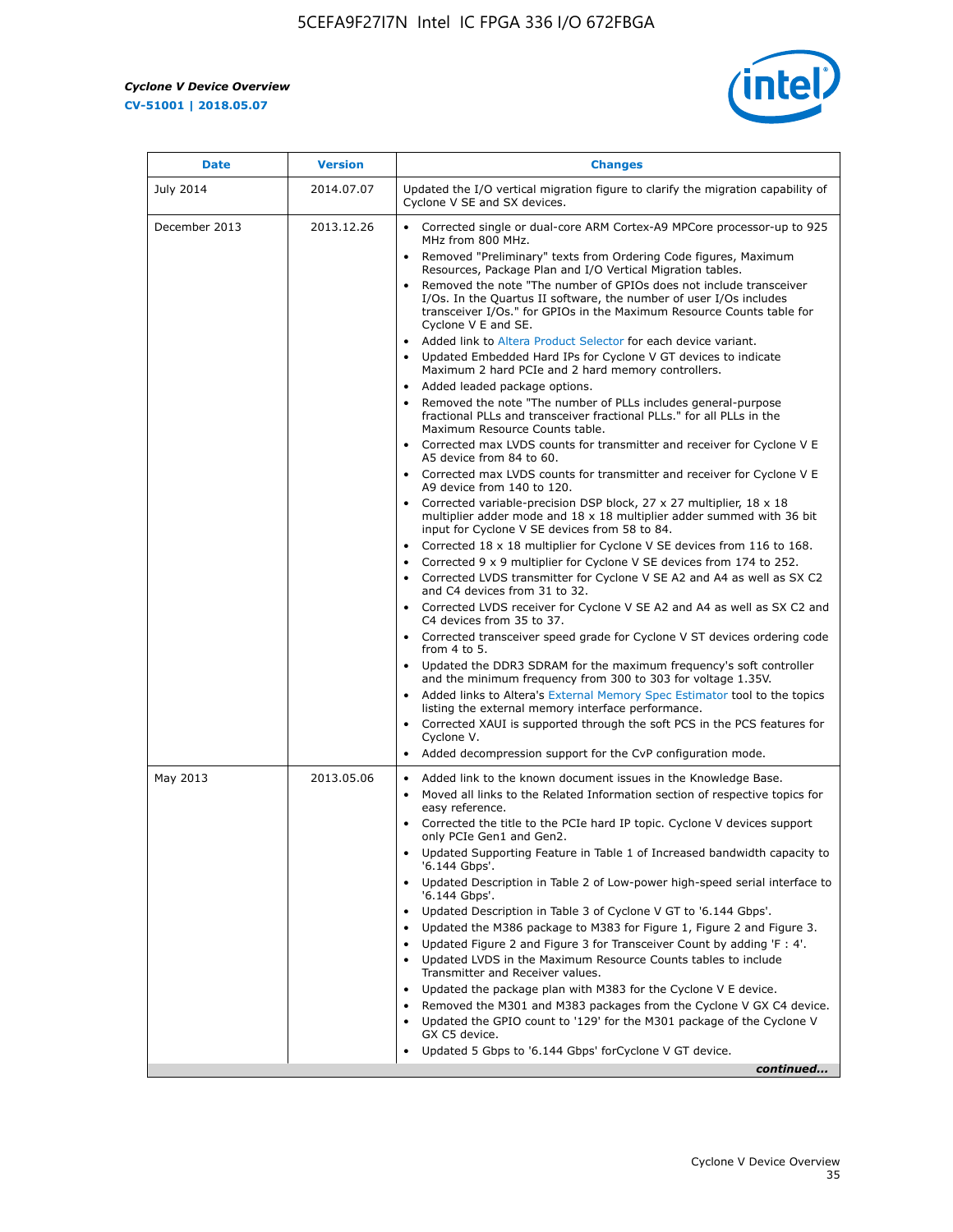| Date | Version | Changes |
|---|---|---|
| July 2014 | 2014.07.07 | Updated the I/O vertical migration figure to clarify the migration capability of Cyclone V SE and SX devices. |
| December 2013 | 2013.12.26 | • Corrected single or dual-core ARM Cortex-A9 MPCore processor-up to 925 MHz from 800 MHz.<br>• Removed "Preliminary" texts from Ordering Code figures, Maximum Resources, Package Plan and I/O Vertical Migration tables.<br>• Removed the note "The number of GPIOs does not include transceiver I/Os. In the Quartus II software, the number of user I/Os includes transceiver I/Os." for GPIOs in the Maximum Resource Counts table for Cyclone V E and SE.<br>• Added link to Altera Product Selector for each device variant.<br>• Updated Embedded Hard IPs for Cyclone V GT devices to indicate Maximum 2 hard PCIe and 2 hard memory controllers.<br>• Added leaded package options.<br>• Removed the note "The number of PLLs includes general-purpose fractional PLLs and transceiver fractional PLLs." for all PLLs in the Maximum Resource Counts table.<br>• Corrected max LVDS counts for transmitter and receiver for Cyclone V E A5 device from 84 to 60.<br>• Corrected max LVDS counts for transmitter and receiver for Cyclone V E A9 device from 140 to 120.<br>• Corrected variable-precision DSP block, 27 x 27 multiplier, 18 x 18 multiplier adder mode and 18 x 18 multiplier adder summed with 36 bit input for Cyclone V SE devices from 58 to 84.<br>• Corrected 18 x 18 multiplier for Cyclone V SE devices from 116 to 168.<br>• Corrected 9 x 9 multiplier for Cyclone V SE devices from 174 to 252.<br>• Corrected LVDS transmitter for Cyclone V SE A2 and A4 as well as SX C2 and C4 devices from 31 to 32.<br>• Corrected LVDS receiver for Cyclone V SE A2 and A4 as well as SX C2 and C4 devices from 35 to 37.<br>• Corrected transceiver speed grade for Cyclone V ST devices ordering code from 4 to 5.<br>• Updated the DDR3 SDRAM for the maximum frequency's soft controller and the minimum frequency from 300 to 303 for voltage 1.35V.<br>• Added links to Altera's External Memory Spec Estimator tool to the topics listing the external memory interface performance.<br>• Corrected XAUI is supported through the soft PCS in the PCS features for Cyclone V.<br>• Added decompression support for the CvP configuration mode. |
| May 2013 | 2013.05.06 | • Added link to the known document issues in the Knowledge Base.<br>• Moved all links to the Related Information section of respective topics for easy reference.<br>• Corrected the title to the PCIe hard IP topic. Cyclone V devices support only PCIe Gen1 and Gen2.<br>• Updated Supporting Feature in Table 1 of Increased bandwidth capacity to '6.144 Gbps'.<br>• Updated Description in Table 2 of Low-power high-speed serial interface to '6.144 Gbps'.<br>• Updated Description in Table 3 of Cyclone V GT to '6.144 Gbps'.<br>• Updated the M386 package to M383 for Figure 1, Figure 2 and Figure 3.<br>• Updated Figure 2 and Figure 3 for Transceiver Count by adding 'F : 4'.<br>• Updated LVDS in the Maximum Resource Counts tables to include Transmitter and Receiver values.<br>• Updated the package plan with M383 for the Cyclone V E device.<br>• Removed the M301 and M383 packages from the Cyclone V GX C4 device.<br>• Updated the GPIO count to '129' for the M301 package of the Cyclone V GX C5 device.<br>• Updated 5 Gbps to '6.144 Gbps' forCyclone V GT device. |

*continued...*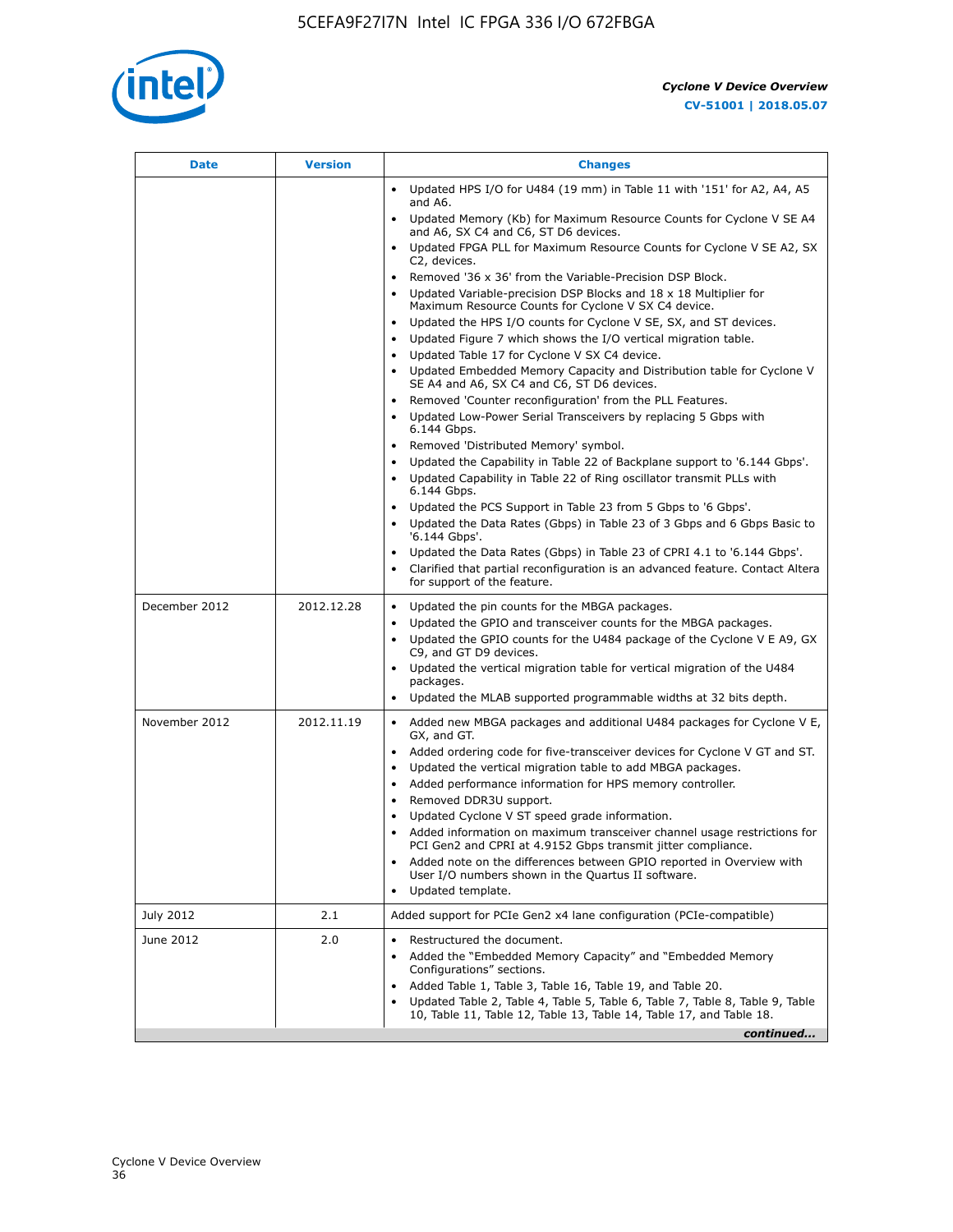| Date | Version | Changes |
|---|---|---|
| | | • Updated HPS I/O for U484 (19 mm) in Table 11 with '151' for A2, A4, A5 and A6.<br>• Updated Memory (Kb) for Maximum Resource Counts for Cyclone V SE A4 and A6, SX C4 and C6, ST D6 devices.<br>• Updated FPGA PLL for Maximum Resource Counts for Cyclone V SE A2, SX C2, devices.<br>• Removed '36 x 36' from the Variable-Precision DSP Block.<br>• Updated Variable-precision DSP Blocks and 18 x 18 Multiplier for Maximum Resource Counts for Cyclone V SX C4 device.<br>• Updated the HPS I/O counts for Cyclone V SE, SX, and ST devices.<br>• Updated Figure 7 which shows the I/O vertical migration table.<br>• Updated Table 17 for Cyclone V SX C4 device.<br>• Updated Embedded Memory Capacity and Distribution table for Cyclone V SE A4 and A6, SX C4 and C6, ST D6 devices.<br>• Removed 'Counter reconfiguration' from the PLL Features.<br>• Updated Low-Power Serial Transceivers by replacing 5 Gbps with 6.144 Gbps.<br>• Removed 'Distributed Memory' symbol.<br>• Updated the Capability in Table 22 of Backplane support to '6.144 Gbps'.<br>• Updated Capability in Table 22 of Ring oscillator transmit PLLs with 6.144 Gbps.<br>• Updated the PCS Support in Table 23 from 5 Gbps to '6 Gbps'.<br>• Updated the Data Rates (Gbps) in Table 23 of 3 Gbps and 6 Gbps Basic to '6.144 Gbps'.<br>• Updated the Data Rates (Gbps) in Table 23 of CPRI 4.1 to '6.144 Gbps'.<br>• Clarified that partial reconfiguration is an advanced feature. Contact Altera for support of the feature. |
| December 2012 | 2012.12.28 | • Updated the pin counts for the MBGA packages.<br>• Updated the GPIO and transceiver counts for the MBGA packages.<br>• Updated the GPIO counts for the U484 package of the Cyclone V E A9, GX C9, and GT D9 devices.<br>• Updated the vertical migration table for vertical migration of the U484 packages.<br>• Updated the MLAB supported programmable widths at 32 bits depth. |
| November 2012 | 2012.11.19 | • Added new MBGA packages and additional U484 packages for Cyclone V E, GX, and GT.<br>• Added ordering code for five-transceiver devices for Cyclone V GT and ST.<br>• Updated the vertical migration table to add MBGA packages.<br>• Added performance information for HPS memory controller.<br>• Removed DDR3U support.<br>• Updated Cyclone V ST speed grade information.<br>• Added information on maximum transceiver channel usage restrictions for PCI Gen2 and CPRI at 4.9152 Gbps transmit jitter compliance.<br>• Added note on the differences between GPIO reported in Overview with User I/O numbers shown in the Quartus II software.<br>• Updated template. |
| July 2012 | 2.1 | Added support for PCIe Gen2 x4 lane configuration (PCIe-compatible) |
| June 2012 | 2.0 | • Restructured the document.<br>• Added the "Embedded Memory Capacity" and "Embedded Memory Configurations" sections.<br>• Added Table 1, Table 3, Table 16, Table 19, and Table 20.<br>• Updated Table 2, Table 4, Table 5, Table 6, Table 7, Table 8, Table 9, Table 10, Table 11, Table 12, Table 13, Table 14, Table 17, and Table 18. |

*continued...*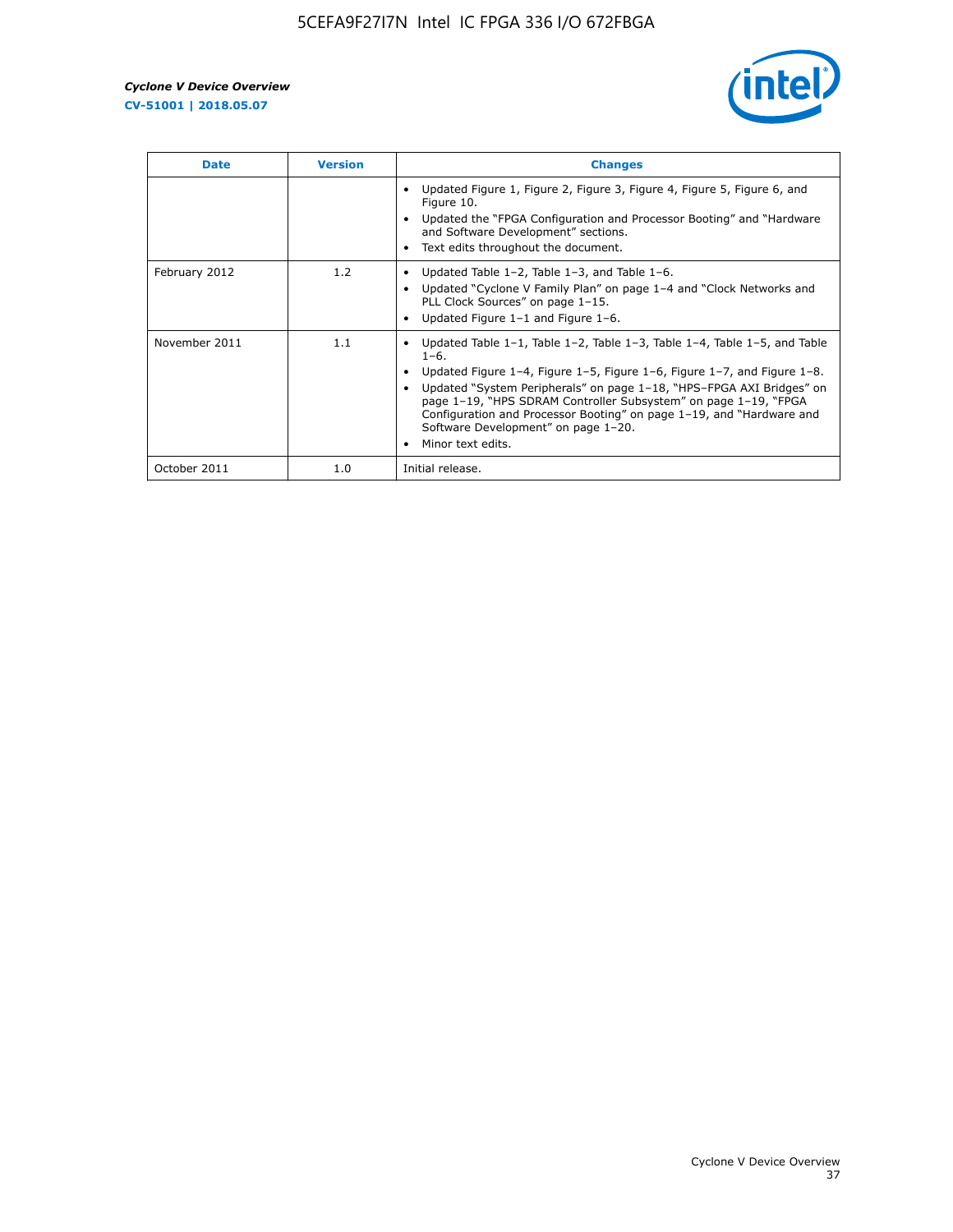| Date | Version | Changes |
|---|---|---|
| | | • Updated Figure 1, Figure 2, Figure 3, Figure 4, Figure 5, Figure 6, and Figure 10.<br>• Updated the “FPGA Configuration and Processor Booting” and “Hardware and Software Development” sections.<br>• Text edits throughout the document. |
| February 2012 | 1.2 | • Updated Table 1–2, Table 1–3, and Table 1–6.<br>• Updated “Cyclone V Family Plan” on page 1–4 and “Clock Networks and PLL Clock Sources” on page 1–15.<br>• Updated Figure 1–1 and Figure 1–6. |
| November 2011 | 1.1 | • Updated Table 1–1, Table 1–2, Table 1–3, Table 1–4, Table 1–5, and Table 1–6.<br>• Updated Figure 1–4, Figure 1–5, Figure 1–6, Figure 1–7, and Figure 1–8.<br>• Updated “System Peripherals” on page 1–18, “HPS–FPGA AXI Bridges” on page 1–19, “HPS SDRAM Controller Subsystem” on page 1–19, “FPGA Configuration and Processor Booting” on page 1–19, and “Hardware and Software Development” on page 1–20.<br>• Minor text edits. |
| October 2011 | 1.0 | Initial release. |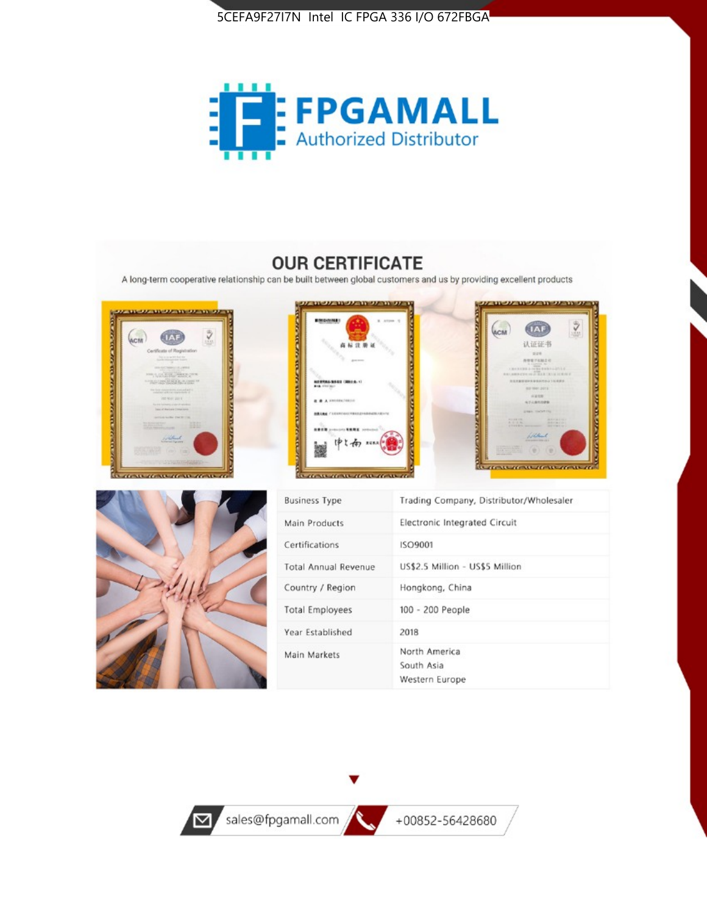FPGAMALL
Authorized Distributor

## OUR CERTIFICATE

A long-term cooperative relationship can be built between global customers and us by providing excellent products

| | |
|---|---|
| Business Type | Trading Company, Distributor/Wholesaler |
| Main Products | Electronic Integrated Circuit |
| Certifications | ISO9001 |
| Total Annual Revenue | US$2.5 Million - US$5 Million |
| Country / Region | Hongkong, China |
| Total Employees | 100 - 200 People |
| Year Established | 2018 |
| Main Markets | North America<br>South Asia<br>Western Europe |

sales@fpgamall.com

+00852-56428680